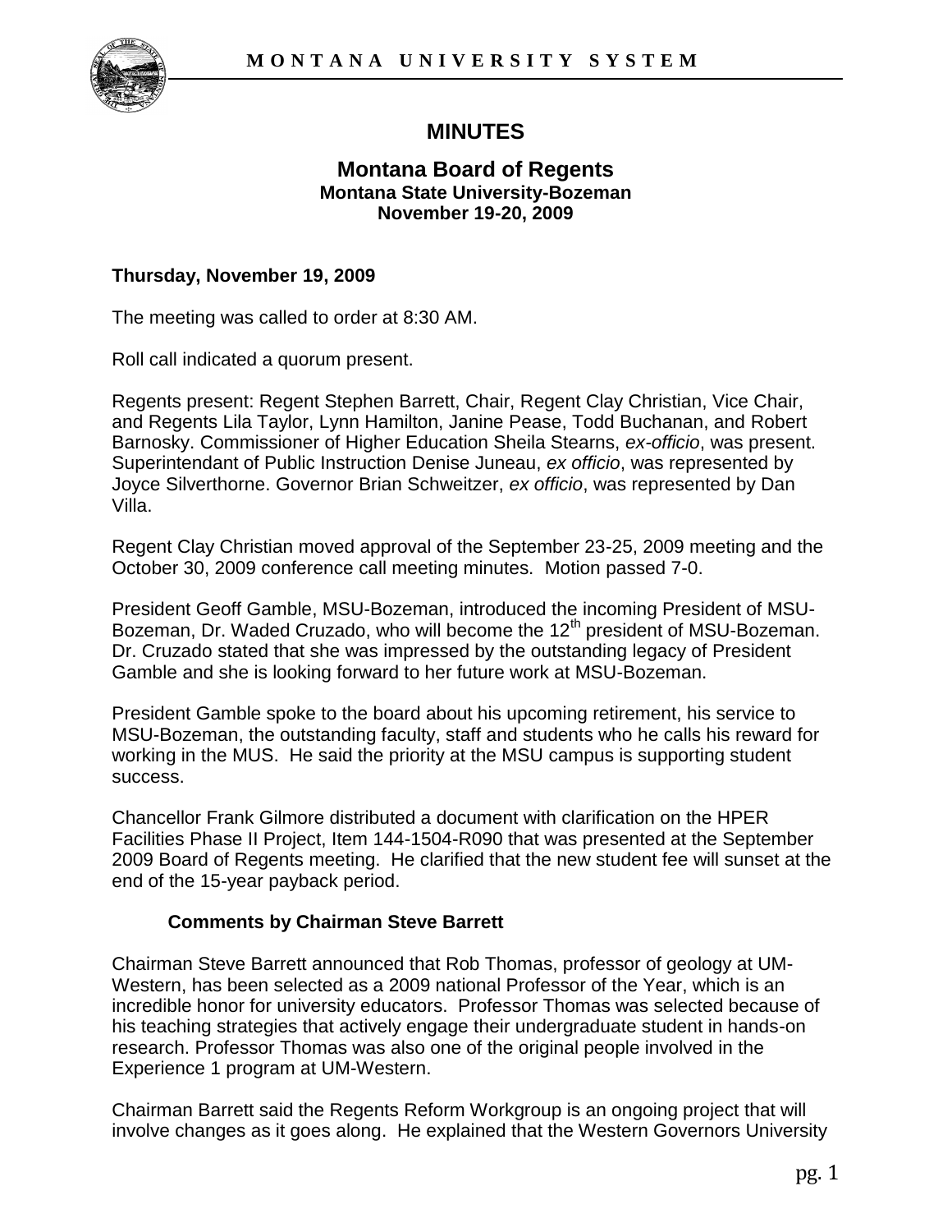# MINUTES

## Montana Board of Regents
### Montana State University-Bozeman
### November 19-20, 2009

**Thursday, November 19, 2009**

The meeting was called to order at 8:30 AM.

Roll call indicated a quorum present.

Regents present: Regent Stephen Barrett, Chair, Regent Clay Christian, Vice Chair, and Regents Lila Taylor, Lynn Hamilton, Janine Pease, Todd Buchanan, and Robert Barnosky. Commissioner of Higher Education Sheila Stearns, *ex-officio*, was present. Superintendant of Public Instruction Denise Juneau, *ex officio*, was represented by Joyce Silverthorne. Governor Brian Schweitzer, *ex officio*, was represented by Dan Villa.

Regent Clay Christian moved approval of the September 23-25, 2009 meeting and the October 30, 2009 conference call meeting minutes. Motion passed 7-0.

President Geoff Gamble, MSU-Bozeman, introduced the incoming President of MSU-Bozeman, Dr. Waded Cruzado, who will become the 12th president of MSU-Bozeman. Dr. Cruzado stated that she was impressed by the outstanding legacy of President Gamble and she is looking forward to her future work at MSU-Bozeman.

President Gamble spoke to the board about his upcoming retirement, his service to MSU-Bozeman, the outstanding faculty, staff and students who he calls his reward for working in the MUS. He said the priority at the MSU campus is supporting student success.

Chancellor Frank Gilmore distributed a document with clarification on the HPER Facilities Phase II Project, Item 144-1504-R090 that was presented at the September 2009 Board of Regents meeting. He clarified that the new student fee will sunset at the end of the 15-year payback period.

**Comments by Chairman Steve Barrett**

Chairman Steve Barrett announced that Rob Thomas, professor of geology at UM-Western, has been selected as a 2009 national Professor of the Year, which is an incredible honor for university educators. Professor Thomas was selected because of his teaching strategies that actively engage their undergraduate student in hands-on research. Professor Thomas was also one of the original people involved in the Experience 1 program at UM-Western.

Chairman Barrett said the Regents Reform Workgroup is an ongoing project that will involve changes as it goes along. He explained that the Western Governors University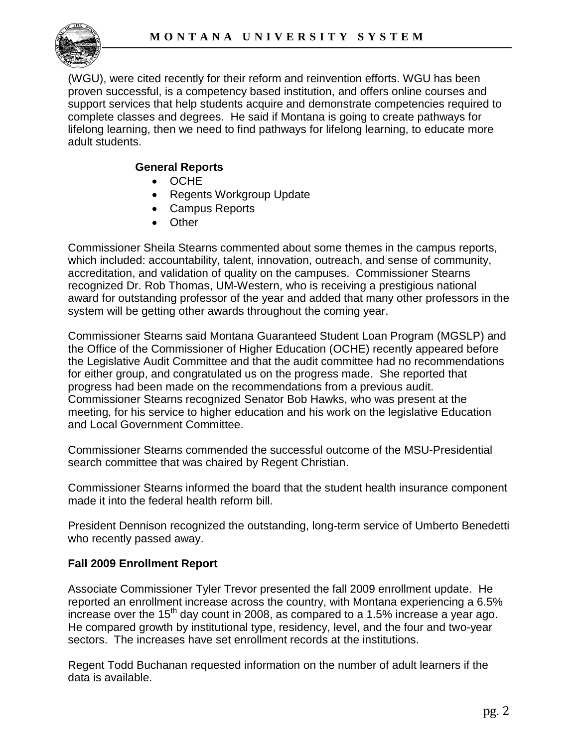(WGU), were cited recently for their reform and reinvention efforts. WGU has been proven successful, is a competency based institution, and offers online courses and support services that help students acquire and demonstrate competencies required to complete classes and degrees. He said if Montana is going to create pathways for lifelong learning, then we need to find pathways for lifelong learning, to educate more adult students.

**General Reports**

- OCHE
- Regents Workgroup Update
- Campus Reports
- Other

Commissioner Sheila Stearns commented about some themes in the campus reports, which included: accountability, talent, innovation, outreach, and sense of community, accreditation, and validation of quality on the campuses. Commissioner Stearns recognized Dr. Rob Thomas, UM-Western, who is receiving a prestigious national award for outstanding professor of the year and added that many other professors in the system will be getting other awards throughout the coming year.

Commissioner Stearns said Montana Guaranteed Student Loan Program (MGSLP) and the Office of the Commissioner of Higher Education (OCHE) recently appeared before the Legislative Audit Committee and that the audit committee had no recommendations for either group, and congratulated us on the progress made. She reported that progress had been made on the recommendations from a previous audit. Commissioner Stearns recognized Senator Bob Hawks, who was present at the meeting, for his service to higher education and his work on the legislative Education and Local Government Committee.

Commissioner Stearns commended the successful outcome of the MSU-Presidential search committee that was chaired by Regent Christian.

Commissioner Stearns informed the board that the student health insurance component made it into the federal health reform bill.

President Dennison recognized the outstanding, long-term service of Umberto Benedetti who recently passed away.

**Fall 2009 Enrollment Report**

Associate Commissioner Tyler Trevor presented the fall 2009 enrollment update. He reported an enrollment increase across the country, with Montana experiencing a 6.5% increase over the 15th day count in 2008, as compared to a 1.5% increase a year ago. He compared growth by institutional type, residency, level, and the four and two-year sectors. The increases have set enrollment records at the institutions.

Regent Todd Buchanan requested information on the number of adult learners if the data is available.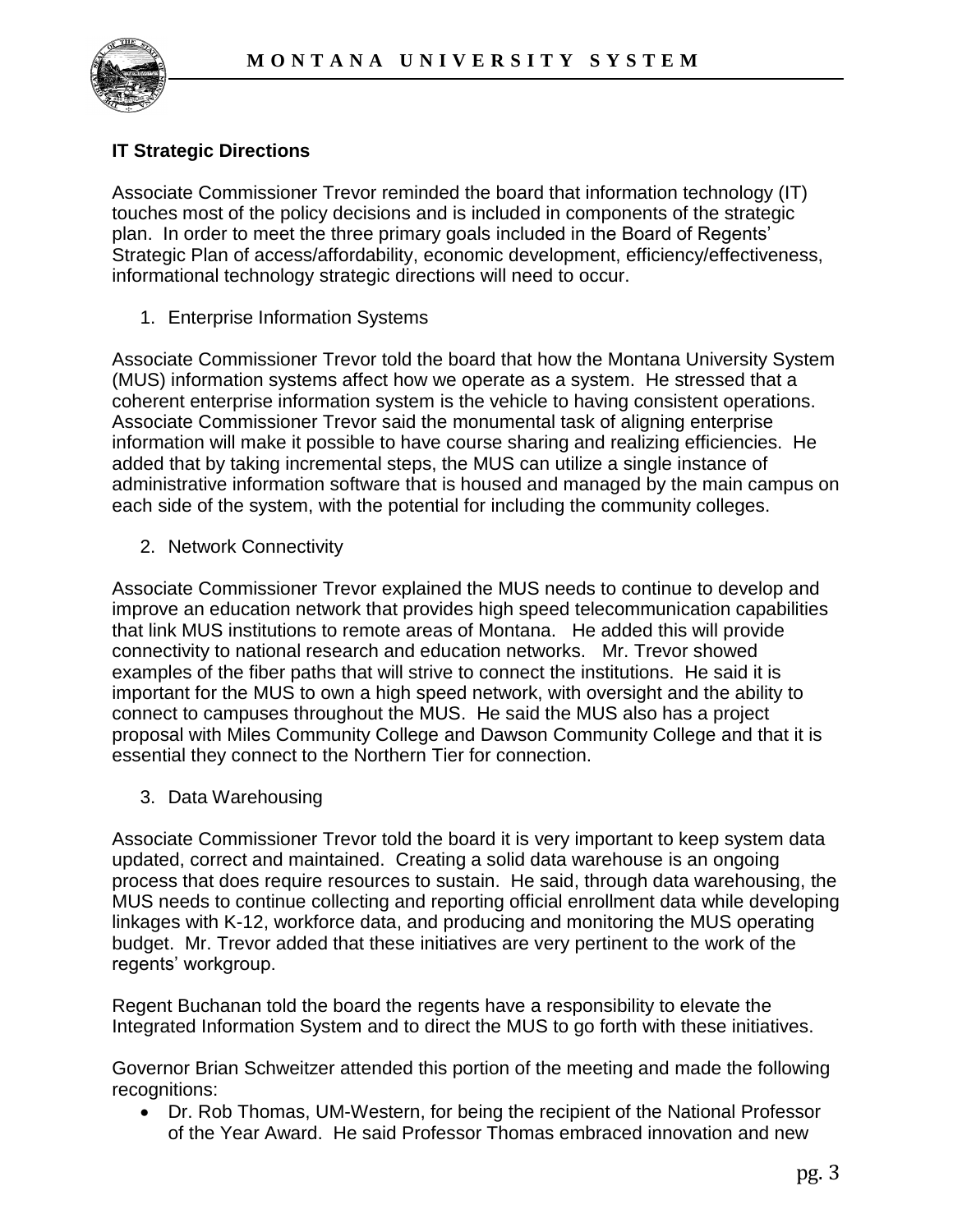### IT Strategic Directions

Associate Commissioner Trevor reminded the board that information technology (IT) touches most of the policy decisions and is included in components of the strategic plan. In order to meet the three primary goals included in the Board of Regents' Strategic Plan of access/affordability, economic development, efficiency/effectiveness, informational technology strategic directions will need to occur.

1. Enterprise Information Systems

Associate Commissioner Trevor told the board that how the Montana University System (MUS) information systems affect how we operate as a system. He stressed that a coherent enterprise information system is the vehicle to having consistent operations. Associate Commissioner Trevor said the monumental task of aligning enterprise information will make it possible to have course sharing and realizing efficiencies. He added that by taking incremental steps, the MUS can utilize a single instance of administrative information software that is housed and managed by the main campus on each side of the system, with the potential for including the community colleges.

2. Network Connectivity

Associate Commissioner Trevor explained the MUS needs to continue to develop and improve an education network that provides high speed telecommunication capabilities that link MUS institutions to remote areas of Montana. He added this will provide connectivity to national research and education networks. Mr. Trevor showed examples of the fiber paths that will strive to connect the institutions. He said it is important for the MUS to own a high speed network, with oversight and the ability to connect to campuses throughout the MUS. He said the MUS also has a project proposal with Miles Community College and Dawson Community College and that it is essential they connect to the Northern Tier for connection.

3. Data Warehousing

Associate Commissioner Trevor told the board it is very important to keep system data updated, correct and maintained. Creating a solid data warehouse is an ongoing process that does require resources to sustain. He said, through data warehousing, the MUS needs to continue collecting and reporting official enrollment data while developing linkages with K-12, workforce data, and producing and monitoring the MUS operating budget. Mr. Trevor added that these initiatives are very pertinent to the work of the regents' workgroup.

Regent Buchanan told the board the regents have a responsibility to elevate the Integrated Information System and to direct the MUS to go forth with these initiatives.

Governor Brian Schweitzer attended this portion of the meeting and made the following recognitions:

- Dr. Rob Thomas, UM-Western, for being the recipient of the National Professor of the Year Award. He said Professor Thomas embraced innovation and new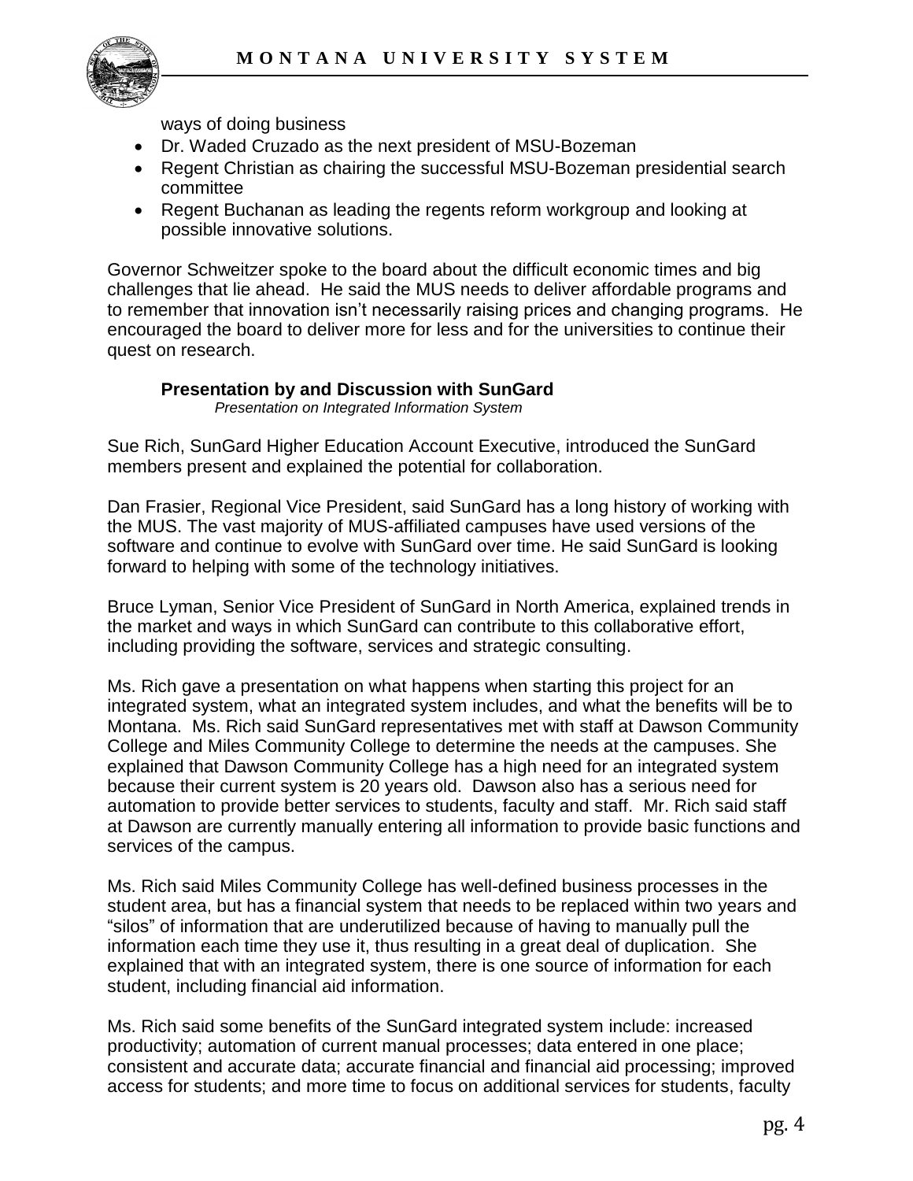ways of doing business

- Dr. Waded Cruzado as the next president of MSU-Bozeman
- Regent Christian as chairing the successful MSU-Bozeman presidential search committee
- Regent Buchanan as leading the regents reform workgroup and looking at possible innovative solutions.

Governor Schweitzer spoke to the board about the difficult economic times and big challenges that lie ahead. He said the MUS needs to deliver affordable programs and to remember that innovation isn't necessarily raising prices and changing programs. He encouraged the board to deliver more for less and for the universities to continue their quest on research.

**Presentation by and Discussion with SunGard**

*Presentation on Integrated Information System*

Sue Rich, SunGard Higher Education Account Executive, introduced the SunGard members present and explained the potential for collaboration.

Dan Frasier, Regional Vice President, said SunGard has a long history of working with the MUS. The vast majority of MUS-affiliated campuses have used versions of the software and continue to evolve with SunGard over time. He said SunGard is looking forward to helping with some of the technology initiatives.

Bruce Lyman, Senior Vice President of SunGard in North America, explained trends in the market and ways in which SunGard can contribute to this collaborative effort, including providing the software, services and strategic consulting.

Ms. Rich gave a presentation on what happens when starting this project for an integrated system, what an integrated system includes, and what the benefits will be to Montana. Ms. Rich said SunGard representatives met with staff at Dawson Community College and Miles Community College to determine the needs at the campuses. She explained that Dawson Community College has a high need for an integrated system because their current system is 20 years old. Dawson also has a serious need for automation to provide better services to students, faculty and staff. Mr. Rich said staff at Dawson are currently manually entering all information to provide basic functions and services of the campus.

Ms. Rich said Miles Community College has well-defined business processes in the student area, but has a financial system that needs to be replaced within two years and "silos" of information that are underutilized because of having to manually pull the information each time they use it, thus resulting in a great deal of duplication. She explained that with an integrated system, there is one source of information for each student, including financial aid information.

Ms. Rich said some benefits of the SunGard integrated system include: increased productivity; automation of current manual processes; data entered in one place; consistent and accurate data; accurate financial and financial aid processing; improved access for students; and more time to focus on additional services for students, faculty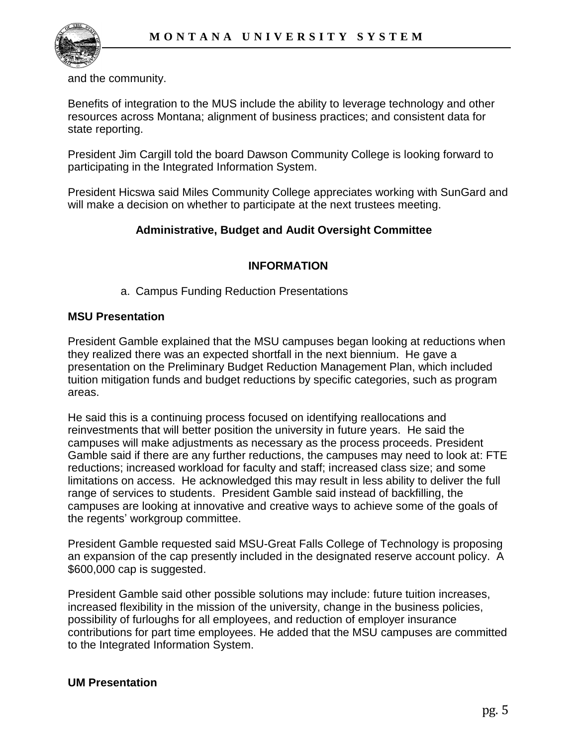and the community.

Benefits of integration to the MUS include the ability to leverage technology and other resources across Montana; alignment of business practices; and consistent data for state reporting.

President Jim Cargill told the board Dawson Community College is looking forward to participating in the Integrated Information System.

President Hicswa said Miles Community College appreciates working with SunGard and will make a decision on whether to participate at the next trustees meeting.

### Administrative, Budget and Audit Oversight Committee

### INFORMATION

a. Campus Funding Reduction Presentations

**MSU Presentation**

President Gamble explained that the MSU campuses began looking at reductions when they realized there was an expected shortfall in the next biennium. He gave a presentation on the Preliminary Budget Reduction Management Plan, which included tuition mitigation funds and budget reductions by specific categories, such as program areas.

He said this is a continuing process focused on identifying reallocations and reinvestments that will better position the university in future years. He said the campuses will make adjustments as necessary as the process proceeds. President Gamble said if there are any further reductions, the campuses may need to look at: FTE reductions; increased workload for faculty and staff; increased class size; and some limitations on access. He acknowledged this may result in less ability to deliver the full range of services to students. President Gamble said instead of backfilling, the campuses are looking at innovative and creative ways to achieve some of the goals of the regents' workgroup committee.

President Gamble requested said MSU-Great Falls College of Technology is proposing an expansion of the cap presently included in the designated reserve account policy. A $600,000 cap is suggested.

President Gamble said other possible solutions may include: future tuition increases, increased flexibility in the mission of the university, change in the business policies, possibility of furloughs for all employees, and reduction of employer insurance contributions for part time employees. He added that the MSU campuses are committed to the Integrated Information System.

**UM Presentation**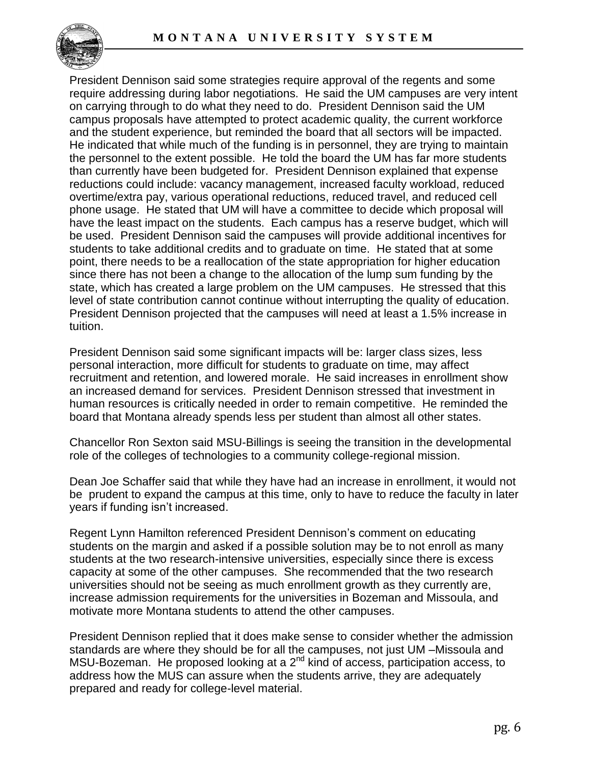President Dennison said some strategies require approval of the regents and some require addressing during labor negotiations. He said the UM campuses are very intent on carrying through to do what they need to do. President Dennison said the UM campus proposals have attempted to protect academic quality, the current workforce and the student experience, but reminded the board that all sectors will be impacted. He indicated that while much of the funding is in personnel, they are trying to maintain the personnel to the extent possible. He told the board the UM has far more students than currently have been budgeted for. President Dennison explained that expense reductions could include: vacancy management, increased faculty workload, reduced overtime/extra pay, various operational reductions, reduced travel, and reduced cell phone usage. He stated that UM will have a committee to decide which proposal will have the least impact on the students. Each campus has a reserve budget, which will be used. President Dennison said the campuses will provide additional incentives for students to take additional credits and to graduate on time. He stated that at some point, there needs to be a reallocation of the state appropriation for higher education since there has not been a change to the allocation of the lump sum funding by the state, which has created a large problem on the UM campuses. He stressed that this level of state contribution cannot continue without interrupting the quality of education. President Dennison projected that the campuses will need at least a 1.5% increase in tuition.

President Dennison said some significant impacts will be: larger class sizes, less personal interaction, more difficult for students to graduate on time, may affect recruitment and retention, and lowered morale. He said increases in enrollment show an increased demand for services. President Dennison stressed that investment in human resources is critically needed in order to remain competitive. He reminded the board that Montana already spends less per student than almost all other states.

Chancellor Ron Sexton said MSU-Billings is seeing the transition in the developmental role of the colleges of technologies to a community college-regional mission.

Dean Joe Schaffer said that while they have had an increase in enrollment, it would not be prudent to expand the campus at this time, only to have to reduce the faculty in later years if funding isn't increased.

Regent Lynn Hamilton referenced President Dennison's comment on educating students on the margin and asked if a possible solution may be to not enroll as many students at the two research-intensive universities, especially since there is excess capacity at some of the other campuses. She recommended that the two research universities should not be seeing as much enrollment growth as they currently are, increase admission requirements for the universities in Bozeman and Missoula, and motivate more Montana students to attend the other campuses.

President Dennison replied that it does make sense to consider whether the admission standards are where they should be for all the campuses, not just UM –Missoula and MSU-Bozeman. He proposed looking at a 2nd kind of access, participation access, to address how the MUS can assure when the students arrive, they are adequately prepared and ready for college-level material.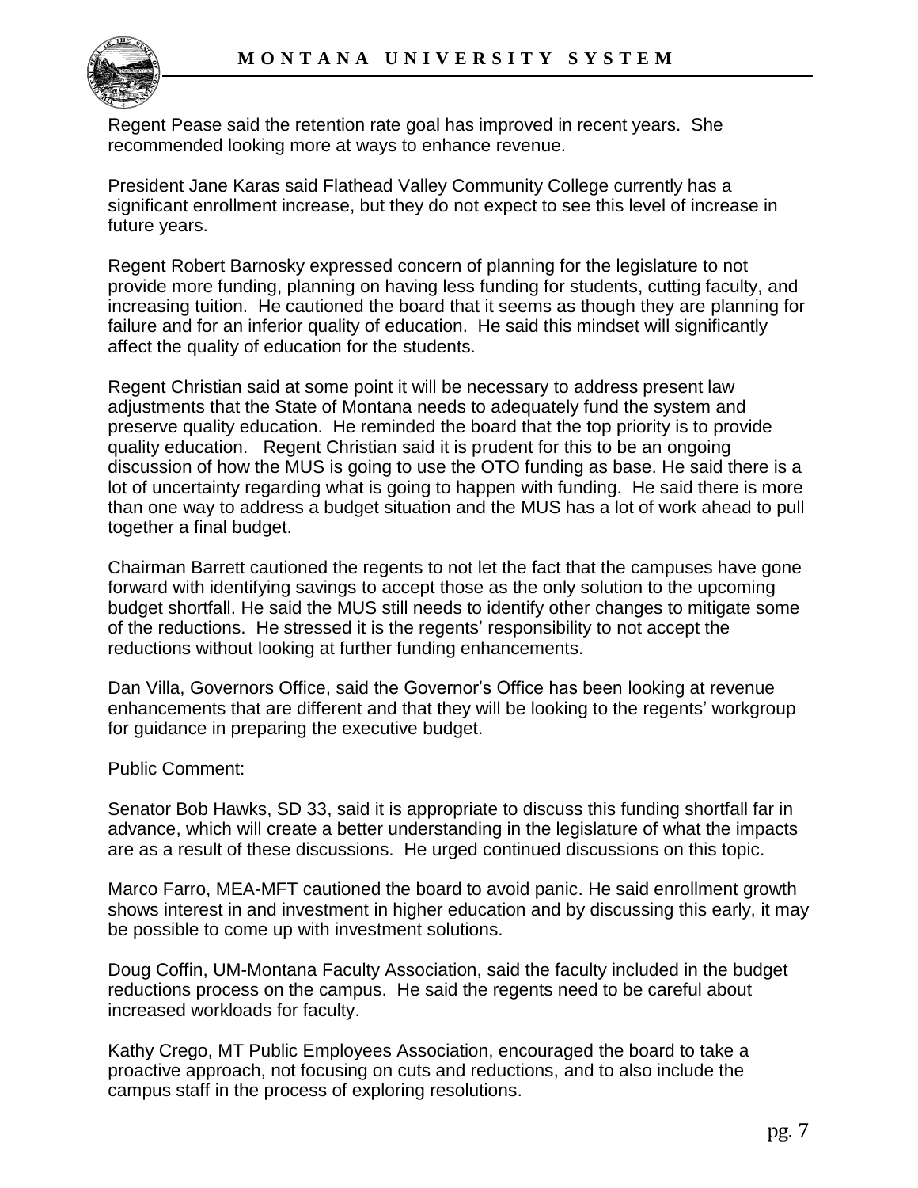Regent Pease said the retention rate goal has improved in recent years. She recommended looking more at ways to enhance revenue.

President Jane Karas said Flathead Valley Community College currently has a significant enrollment increase, but they do not expect to see this level of increase in future years.

Regent Robert Barnosky expressed concern of planning for the legislature to not provide more funding, planning on having less funding for students, cutting faculty, and increasing tuition. He cautioned the board that it seems as though they are planning for failure and for an inferior quality of education. He said this mindset will significantly affect the quality of education for the students.

Regent Christian said at some point it will be necessary to address present law adjustments that the State of Montana needs to adequately fund the system and preserve quality education. He reminded the board that the top priority is to provide quality education. Regent Christian said it is prudent for this to be an ongoing discussion of how the MUS is going to use the OTO funding as base. He said there is a lot of uncertainty regarding what is going to happen with funding. He said there is more than one way to address a budget situation and the MUS has a lot of work ahead to pull together a final budget.

Chairman Barrett cautioned the regents to not let the fact that the campuses have gone forward with identifying savings to accept those as the only solution to the upcoming budget shortfall. He said the MUS still needs to identify other changes to mitigate some of the reductions. He stressed it is the regents' responsibility to not accept the reductions without looking at further funding enhancements.

Dan Villa, Governors Office, said the Governor's Office has been looking at revenue enhancements that are different and that they will be looking to the regents' workgroup for guidance in preparing the executive budget.

Public Comment:

Senator Bob Hawks, SD 33, said it is appropriate to discuss this funding shortfall far in advance, which will create a better understanding in the legislature of what the impacts are as a result of these discussions. He urged continued discussions on this topic.

Marco Farro, MEA-MFT cautioned the board to avoid panic. He said enrollment growth shows interest in and investment in higher education and by discussing this early, it may be possible to come up with investment solutions.

Doug Coffin, UM-Montana Faculty Association, said the faculty included in the budget reductions process on the campus. He said the regents need to be careful about increased workloads for faculty.

Kathy Crego, MT Public Employees Association, encouraged the board to take a proactive approach, not focusing on cuts and reductions, and to also include the campus staff in the process of exploring resolutions.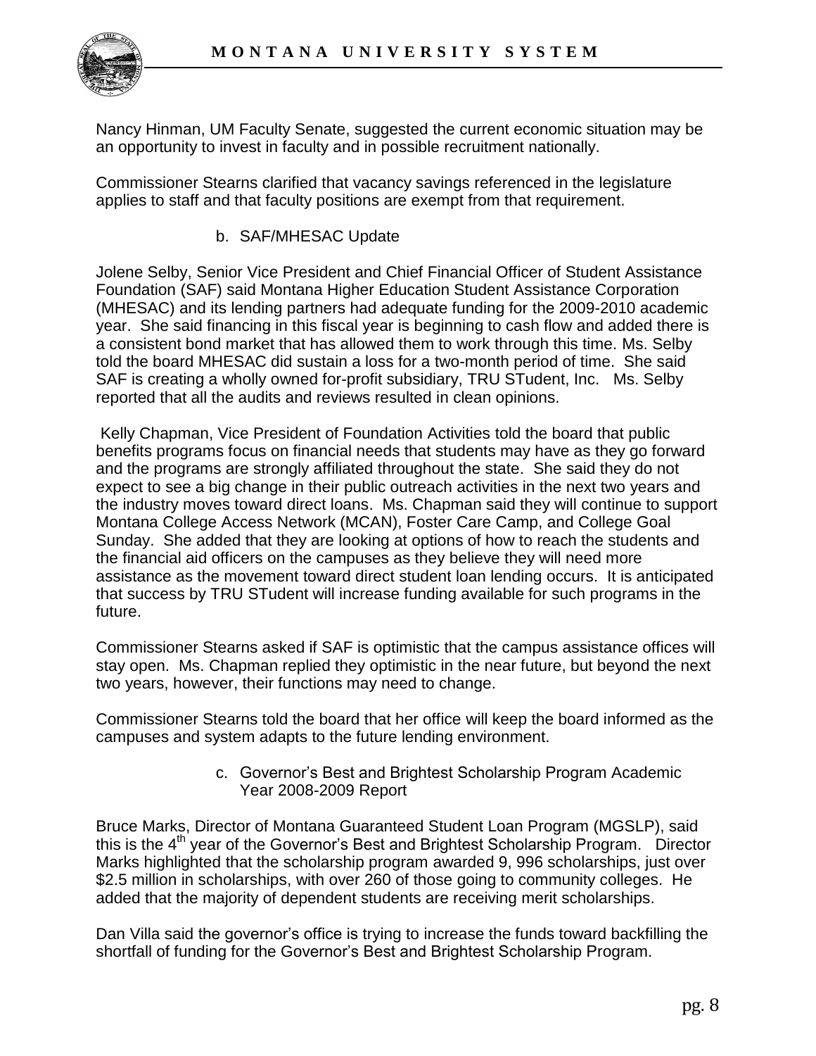Nancy Hinman, UM Faculty Senate, suggested the current economic situation may be an opportunity to invest in faculty and in possible recruitment nationally.

Commissioner Stearns clarified that vacancy savings referenced in the legislature applies to staff and that faculty positions are exempt from that requirement.

b. SAF/MHESAC Update

Jolene Selby, Senior Vice President and Chief Financial Officer of Student Assistance Foundation (SAF) said Montana Higher Education Student Assistance Corporation (MHESAC) and its lending partners had adequate funding for the 2009-2010 academic year. She said financing in this fiscal year is beginning to cash flow and added there is a consistent bond market that has allowed them to work through this time. Ms. Selby told the board MHESAC did sustain a loss for a two-month period of time. She said SAF is creating a wholly owned for-profit subsidiary, TRU STudent, Inc. Ms. Selby reported that all the audits and reviews resulted in clean opinions.

Kelly Chapman, Vice President of Foundation Activities told the board that public benefits programs focus on financial needs that students may have as they go forward and the programs are strongly affiliated throughout the state. She said they do not expect to see a big change in their public outreach activities in the next two years and the industry moves toward direct loans. Ms. Chapman said they will continue to support Montana College Access Network (MCAN), Foster Care Camp, and College Goal Sunday. She added that they are looking at options of how to reach the students and the financial aid officers on the campuses as they believe they will need more assistance as the movement toward direct student loan lending occurs. It is anticipated that success by TRU STudent will increase funding available for such programs in the future.

Commissioner Stearns asked if SAF is optimistic that the campus assistance offices will stay open. Ms. Chapman replied they optimistic in the near future, but beyond the next two years, however, their functions may need to change.

Commissioner Stearns told the board that her office will keep the board informed as the campuses and system adapts to the future lending environment.

c. Governor's Best and Brightest Scholarship Program Academic Year 2008-2009 Report

Bruce Marks, Director of Montana Guaranteed Student Loan Program (MGSLP), said this is the 4th year of the Governor's Best and Brightest Scholarship Program. Director Marks highlighted that the scholarship program awarded 9, 996 scholarships, just over \$2.5 million in scholarships, with over 260 of those going to community colleges. He added that the majority of dependent students are receiving merit scholarships.

Dan Villa said the governor's office is trying to increase the funds toward backfilling the shortfall of funding for the Governor's Best and Brightest Scholarship Program.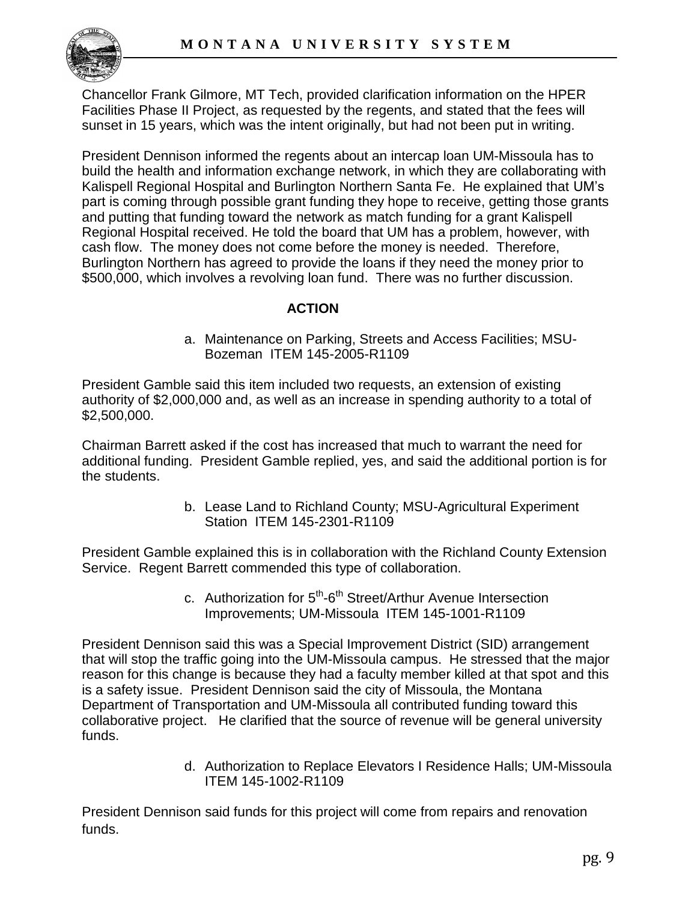Chancellor Frank Gilmore, MT Tech, provided clarification information on the HPER Facilities Phase II Project, as requested by the regents, and stated that the fees will sunset in 15 years, which was the intent originally, but had not been put in writing.

President Dennison informed the regents about an intercap loan UM-Missoula has to build the health and information exchange network, in which they are collaborating with Kalispell Regional Hospital and Burlington Northern Santa Fe. He explained that UM's part is coming through possible grant funding they hope to receive, getting those grants and putting that funding toward the network as match funding for a grant Kalispell Regional Hospital received. He told the board that UM has a problem, however, with cash flow. The money does not come before the money is needed. Therefore, Burlington Northern has agreed to provide the loans if they need the money prior to \$500,000, which involves a revolving loan fund. There was no further discussion.

## ACTION

a. Maintenance on Parking, Streets and Access Facilities; MSU-Bozeman ITEM 145-2005-R1109

President Gamble said this item included two requests, an extension of existing authority of \$2,000,000 and, as well as an increase in spending authority to a total of \$2,500,000.

Chairman Barrett asked if the cost has increased that much to warrant the need for additional funding. President Gamble replied, yes, and said the additional portion is for the students.

b. Lease Land to Richland County; MSU-Agricultural Experiment Station ITEM 145-2301-R1109

President Gamble explained this is in collaboration with the Richland County Extension Service. Regent Barrett commended this type of collaboration.

c. Authorization for 5th-6th Street/Arthur Avenue Intersection Improvements; UM-Missoula ITEM 145-1001-R1109

President Dennison said this was a Special Improvement District (SID) arrangement that will stop the traffic going into the UM-Missoula campus. He stressed that the major reason for this change is because they had a faculty member killed at that spot and this is a safety issue. President Dennison said the city of Missoula, the Montana Department of Transportation and UM-Missoula all contributed funding toward this collaborative project. He clarified that the source of revenue will be general university funds.

d. Authorization to Replace Elevators I Residence Halls; UM-Missoula ITEM 145-1002-R1109

President Dennison said funds for this project will come from repairs and renovation funds.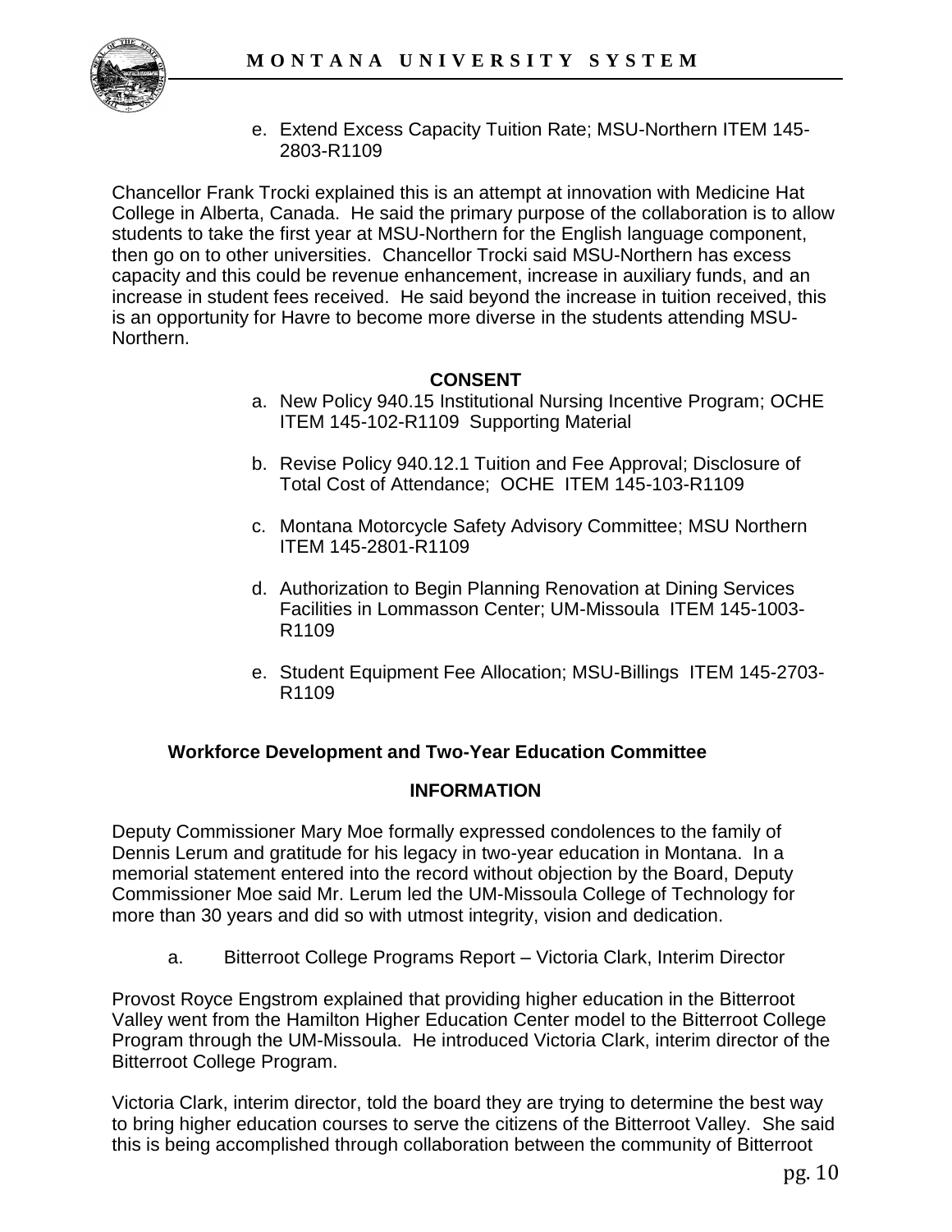e. Extend Excess Capacity Tuition Rate; MSU-Northern ITEM 145-2803-R1109

Chancellor Frank Trocki explained this is an attempt at innovation with Medicine Hat College in Alberta, Canada. He said the primary purpose of the collaboration is to allow students to take the first year at MSU-Northern for the English language component, then go on to other universities. Chancellor Trocki said MSU-Northern has excess capacity and this could be revenue enhancement, increase in auxiliary funds, and an increase in student fees received. He said beyond the increase in tuition received, this is an opportunity for Havre to become more diverse in the students attending MSU-Northern.

**CONSENT**

a. New Policy 940.15 Institutional Nursing Incentive Program; OCHE ITEM 145-102-R1109 Supporting Material

b. Revise Policy 940.12.1 Tuition and Fee Approval; Disclosure of Total Cost of Attendance; OCHE ITEM 145-103-R1109

c. Montana Motorcycle Safety Advisory Committee; MSU Northern ITEM 145-2801-R1109

d. Authorization to Begin Planning Renovation at Dining Services Facilities in Lommasson Center; UM-Missoula ITEM 145-1003-R1109

e. Student Equipment Fee Allocation; MSU-Billings ITEM 145-2703-R1109

**Workforce Development and Two-Year Education Committee**

**INFORMATION**

Deputy Commissioner Mary Moe formally expressed condolences to the family of Dennis Lerum and gratitude for his legacy in two-year education in Montana. In a memorial statement entered into the record without objection by the Board, Deputy Commissioner Moe said Mr. Lerum led the UM-Missoula College of Technology for more than 30 years and did so with utmost integrity, vision and dedication.

a. Bitterroot College Programs Report – Victoria Clark, Interim Director

Provost Royce Engstrom explained that providing higher education in the Bitterroot Valley went from the Hamilton Higher Education Center model to the Bitterroot College Program through the UM-Missoula. He introduced Victoria Clark, interim director of the Bitterroot College Program.

Victoria Clark, interim director, told the board they are trying to determine the best way to bring higher education courses to serve the citizens of the Bitterroot Valley. She said this is being accomplished through collaboration between the community of Bitterroot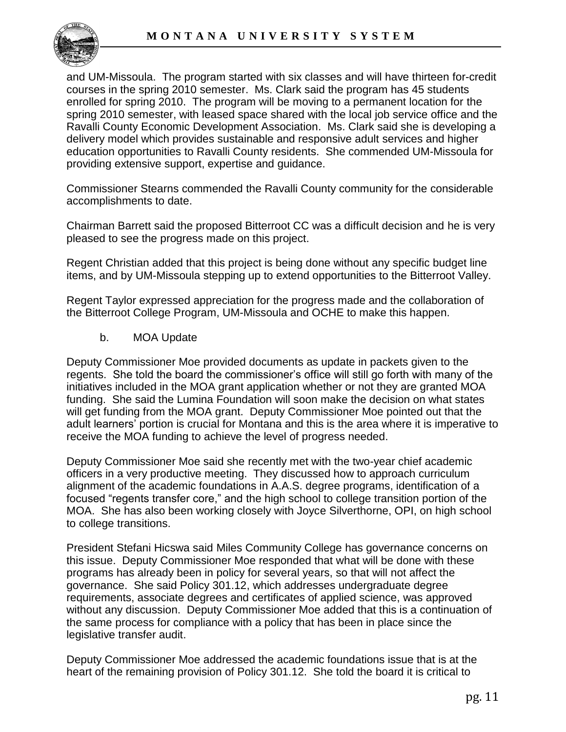and UM-Missoula. The program started with six classes and will have thirteen for-credit courses in the spring 2010 semester. Ms. Clark said the program has 45 students enrolled for spring 2010. The program will be moving to a permanent location for the spring 2010 semester, with leased space shared with the local job service office and the Ravalli County Economic Development Association. Ms. Clark said she is developing a delivery model which provides sustainable and responsive adult services and higher education opportunities to Ravalli County residents. She commended UM-Missoula for providing extensive support, expertise and guidance.

Commissioner Stearns commended the Ravalli County community for the considerable accomplishments to date.

Chairman Barrett said the proposed Bitterroot CC was a difficult decision and he is very pleased to see the progress made on this project.

Regent Christian added that this project is being done without any specific budget line items, and by UM-Missoula stepping up to extend opportunities to the Bitterroot Valley.

Regent Taylor expressed appreciation for the progress made and the collaboration of the Bitterroot College Program, UM-Missoula and OCHE to make this happen.

b. MOA Update

Deputy Commissioner Moe provided documents as update in packets given to the regents. She told the board the commissioner's office will still go forth with many of the initiatives included in the MOA grant application whether or not they are granted MOA funding. She said the Lumina Foundation will soon make the decision on what states will get funding from the MOA grant. Deputy Commissioner Moe pointed out that the adult learners' portion is crucial for Montana and this is the area where it is imperative to receive the MOA funding to achieve the level of progress needed.

Deputy Commissioner Moe said she recently met with the two-year chief academic officers in a very productive meeting. They discussed how to approach curriculum alignment of the academic foundations in A.A.S. degree programs, identification of a focused "regents transfer core," and the high school to college transition portion of the MOA. She has also been working closely with Joyce Silverthorne, OPI, on high school to college transitions.

President Stefani Hicswa said Miles Community College has governance concerns on this issue. Deputy Commissioner Moe responded that what will be done with these programs has already been in policy for several years, so that will not affect the governance. She said Policy 301.12, which addresses undergraduate degree requirements, associate degrees and certificates of applied science, was approved without any discussion. Deputy Commissioner Moe added that this is a continuation of the same process for compliance with a policy that has been in place since the legislative transfer audit.

Deputy Commissioner Moe addressed the academic foundations issue that is at the heart of the remaining provision of Policy 301.12. She told the board it is critical to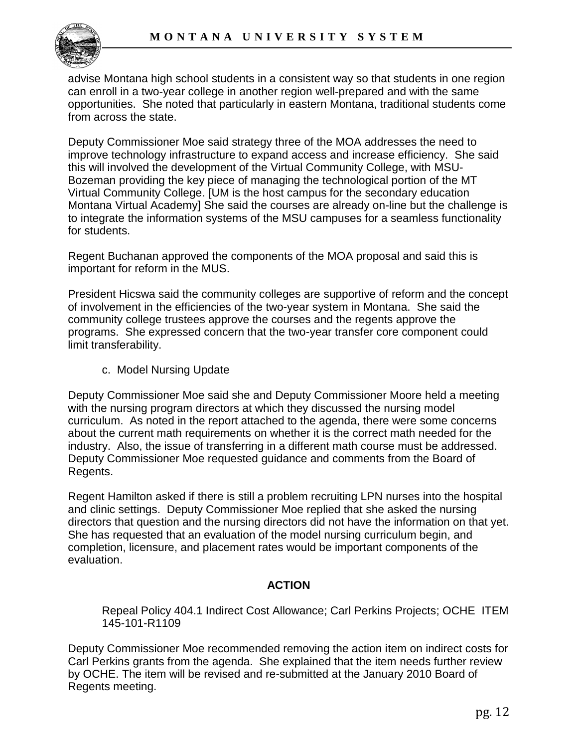advise Montana high school students in a consistent way so that students in one region can enroll in a two-year college in another region well-prepared and with the same opportunities. She noted that particularly in eastern Montana, traditional students come from across the state.

Deputy Commissioner Moe said strategy three of the MOA addresses the need to improve technology infrastructure to expand access and increase efficiency. She said this will involved the development of the Virtual Community College, with MSU-Bozeman providing the key piece of managing the technological portion of the MT Virtual Community College. [UM is the host campus for the secondary education Montana Virtual Academy] She said the courses are already on-line but the challenge is to integrate the information systems of the MSU campuses for a seamless functionality for students.

Regent Buchanan approved the components of the MOA proposal and said this is important for reform in the MUS.

President Hicswa said the community colleges are supportive of reform and the concept of involvement in the efficiencies of the two-year system in Montana. She said the community college trustees approve the courses and the regents approve the programs. She expressed concern that the two-year transfer core component could limit transferability.

c. Model Nursing Update

Deputy Commissioner Moe said she and Deputy Commissioner Moore held a meeting with the nursing program directors at which they discussed the nursing model curriculum. As noted in the report attached to the agenda, there were some concerns about the current math requirements on whether it is the correct math needed for the industry. Also, the issue of transferring in a different math course must be addressed. Deputy Commissioner Moe requested guidance and comments from the Board of Regents.

Regent Hamilton asked if there is still a problem recruiting LPN nurses into the hospital and clinic settings. Deputy Commissioner Moe replied that she asked the nursing directors that question and the nursing directors did not have the information on that yet. She has requested that an evaluation of the model nursing curriculum begin, and completion, licensure, and placement rates would be important components of the evaluation.

**ACTION**

Repeal Policy 404.1 Indirect Cost Allowance; Carl Perkins Projects; OCHE ITEM 145-101-R1109

Deputy Commissioner Moe recommended removing the action item on indirect costs for Carl Perkins grants from the agenda. She explained that the item needs further review by OCHE. The item will be revised and re-submitted at the January 2010 Board of Regents meeting.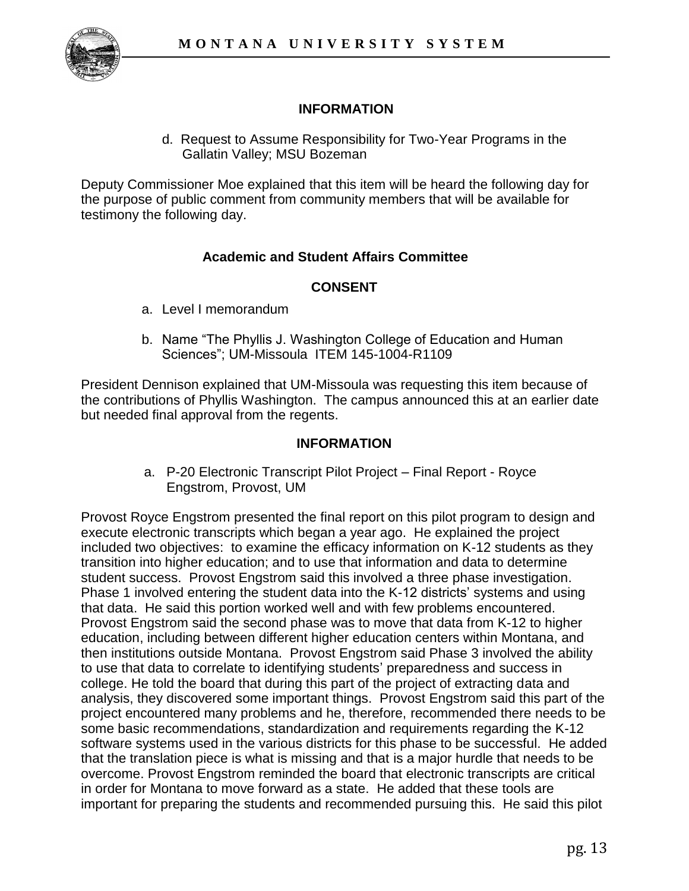**INFORMATION**

d. Request to Assume Responsibility for Two-Year Programs in the Gallatin Valley; MSU Bozeman

Deputy Commissioner Moe explained that this item will be heard the following day for the purpose of public comment from community members that will be available for testimony the following day.

**Academic and Student Affairs Committee**

**CONSENT**

a. Level I memorandum

b. Name "The Phyllis J. Washington College of Education and Human Sciences"; UM-Missoula ITEM 145-1004-R1109

President Dennison explained that UM-Missoula was requesting this item because of the contributions of Phyllis Washington. The campus announced this at an earlier date but needed final approval from the regents.

**INFORMATION**

a. P-20 Electronic Transcript Pilot Project – Final Report - Royce Engstrom, Provost, UM

Provost Royce Engstrom presented the final report on this pilot program to design and execute electronic transcripts which began a year ago. He explained the project included two objectives: to examine the efficacy information on K-12 students as they transition into higher education; and to use that information and data to determine student success. Provost Engstrom said this involved a three phase investigation. Phase 1 involved entering the student data into the K-12 districts' systems and using that data. He said this portion worked well and with few problems encountered. Provost Engstrom said the second phase was to move that data from K-12 to higher education, including between different higher education centers within Montana, and then institutions outside Montana. Provost Engstrom said Phase 3 involved the ability to use that data to correlate to identifying students' preparedness and success in college. He told the board that during this part of the project of extracting data and analysis, they discovered some important things. Provost Engstrom said this part of the project encountered many problems and he, therefore, recommended there needs to be some basic recommendations, standardization and requirements regarding the K-12 software systems used in the various districts for this phase to be successful. He added that the translation piece is what is missing and that is a major hurdle that needs to be overcome. Provost Engstrom reminded the board that electronic transcripts are critical in order for Montana to move forward as a state. He added that these tools are important for preparing the students and recommended pursuing this. He said this pilot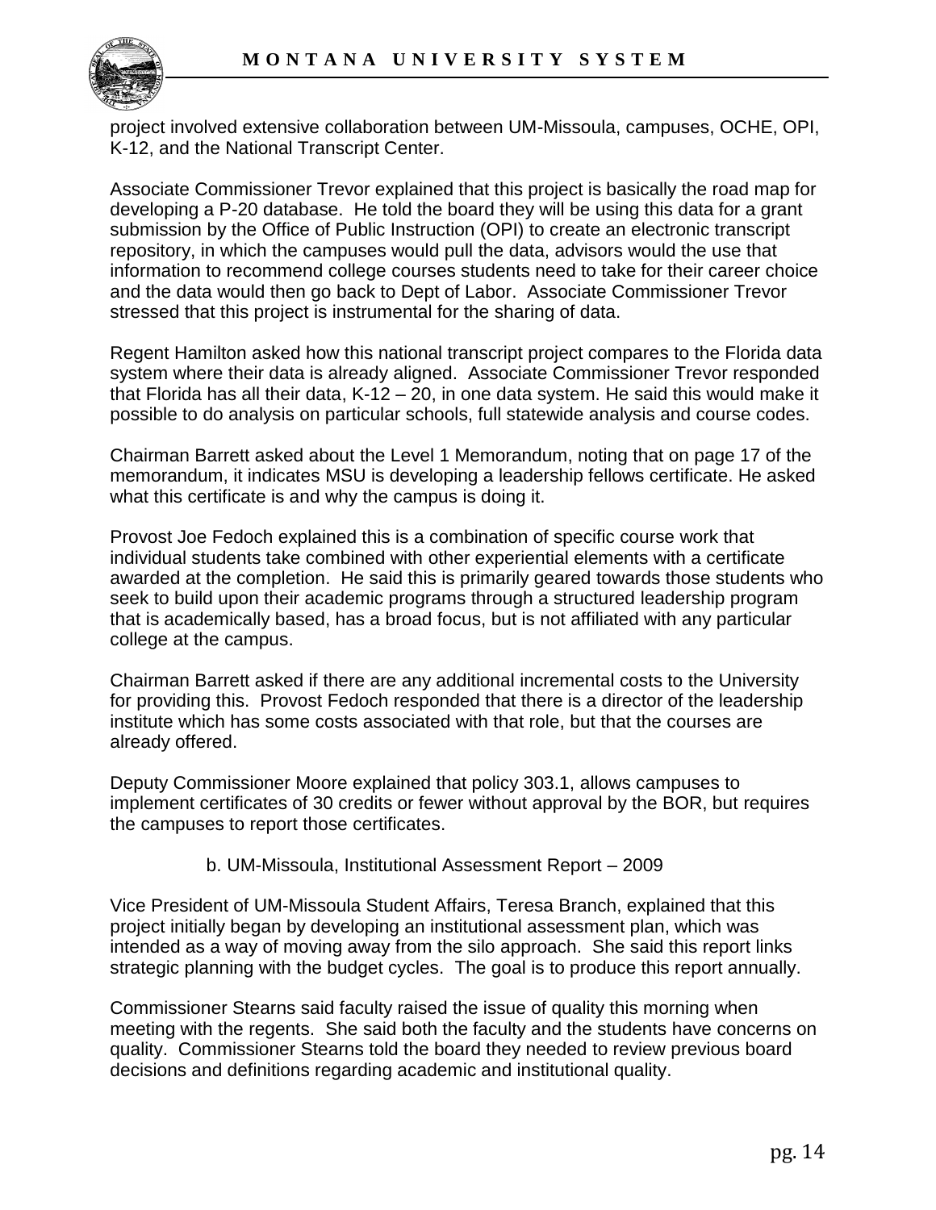project involved extensive collaboration between UM-Missoula, campuses, OCHE, OPI, K-12, and the National Transcript Center.

Associate Commissioner Trevor explained that this project is basically the road map for developing a P-20 database. He told the board they will be using this data for a grant submission by the Office of Public Instruction (OPI) to create an electronic transcript repository, in which the campuses would pull the data, advisors would the use that information to recommend college courses students need to take for their career choice and the data would then go back to Dept of Labor. Associate Commissioner Trevor stressed that this project is instrumental for the sharing of data.

Regent Hamilton asked how this national transcript project compares to the Florida data system where their data is already aligned. Associate Commissioner Trevor responded that Florida has all their data, K-12 – 20, in one data system. He said this would make it possible to do analysis on particular schools, full statewide analysis and course codes.

Chairman Barrett asked about the Level 1 Memorandum, noting that on page 17 of the memorandum, it indicates MSU is developing a leadership fellows certificate. He asked what this certificate is and why the campus is doing it.

Provost Joe Fedoch explained this is a combination of specific course work that individual students take combined with other experiential elements with a certificate awarded at the completion. He said this is primarily geared towards those students who seek to build upon their academic programs through a structured leadership program that is academically based, has a broad focus, but is not affiliated with any particular college at the campus.

Chairman Barrett asked if there are any additional incremental costs to the University for providing this. Provost Fedoch responded that there is a director of the leadership institute which has some costs associated with that role, but that the courses are already offered.

Deputy Commissioner Moore explained that policy 303.1, allows campuses to implement certificates of 30 credits or fewer without approval by the BOR, but requires the campuses to report those certificates.

b. UM-Missoula, Institutional Assessment Report – 2009

Vice President of UM-Missoula Student Affairs, Teresa Branch, explained that this project initially began by developing an institutional assessment plan, which was intended as a way of moving away from the silo approach. She said this report links strategic planning with the budget cycles. The goal is to produce this report annually.

Commissioner Stearns said faculty raised the issue of quality this morning when meeting with the regents. She said both the faculty and the students have concerns on quality. Commissioner Stearns told the board they needed to review previous board decisions and definitions regarding academic and institutional quality.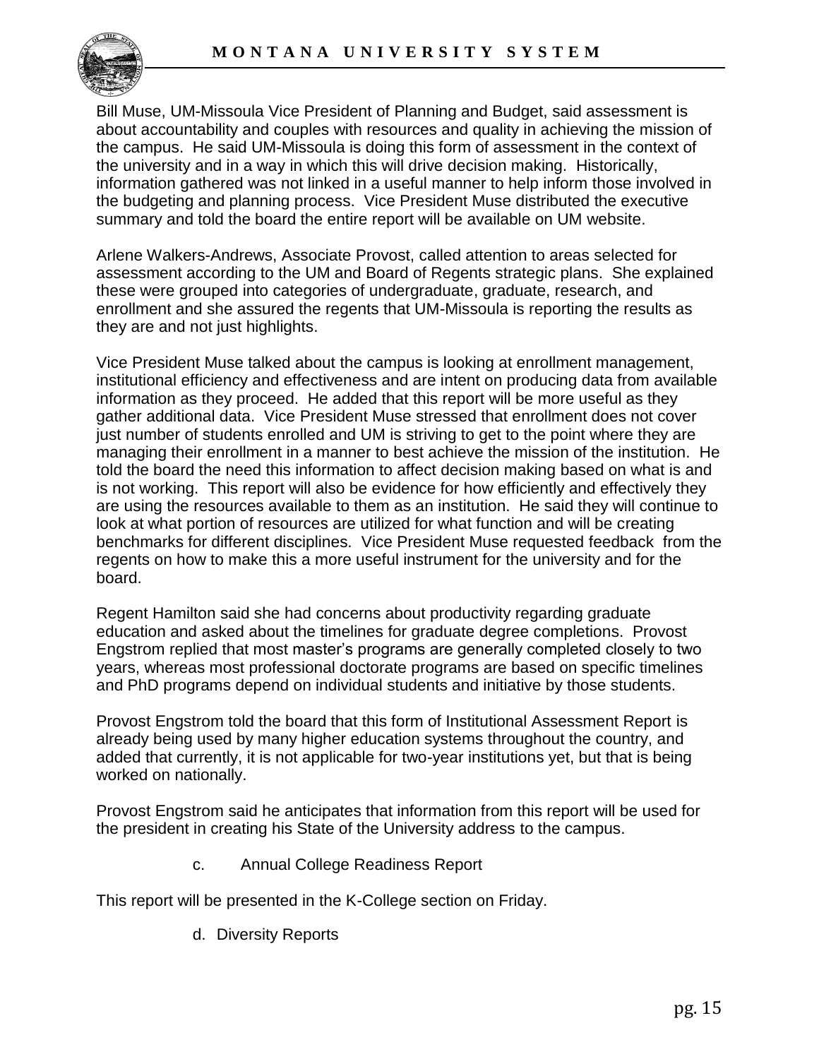Bill Muse, UM-Missoula Vice President of Planning and Budget, said assessment is about accountability and couples with resources and quality in achieving the mission of the campus. He said UM-Missoula is doing this form of assessment in the context of the university and in a way in which this will drive decision making. Historically, information gathered was not linked in a useful manner to help inform those involved in the budgeting and planning process. Vice President Muse distributed the executive summary and told the board the entire report will be available on UM website.

Arlene Walkers-Andrews, Associate Provost, called attention to areas selected for assessment according to the UM and Board of Regents strategic plans. She explained these were grouped into categories of undergraduate, graduate, research, and enrollment and she assured the regents that UM-Missoula is reporting the results as they are and not just highlights.

Vice President Muse talked about the campus is looking at enrollment management, institutional efficiency and effectiveness and are intent on producing data from available information as they proceed. He added that this report will be more useful as they gather additional data. Vice President Muse stressed that enrollment does not cover just number of students enrolled and UM is striving to get to the point where they are managing their enrollment in a manner to best achieve the mission of the institution. He told the board the need this information to affect decision making based on what is and is not working. This report will also be evidence for how efficiently and effectively they are using the resources available to them as an institution. He said they will continue to look at what portion of resources are utilized for what function and will be creating benchmarks for different disciplines. Vice President Muse requested feedback from the regents on how to make this a more useful instrument for the university and for the board.

Regent Hamilton said she had concerns about productivity regarding graduate education and asked about the timelines for graduate degree completions. Provost Engstrom replied that most master's programs are generally completed closely to two years, whereas most professional doctorate programs are based on specific timelines and PhD programs depend on individual students and initiative by those students.

Provost Engstrom told the board that this form of Institutional Assessment Report is already being used by many higher education systems throughout the country, and added that currently, it is not applicable for two-year institutions yet, but that is being worked on nationally.

Provost Engstrom said he anticipates that information from this report will be used for the president in creating his State of the University address to the campus.

c. Annual College Readiness Report

This report will be presented in the K-College section on Friday.

d. Diversity Reports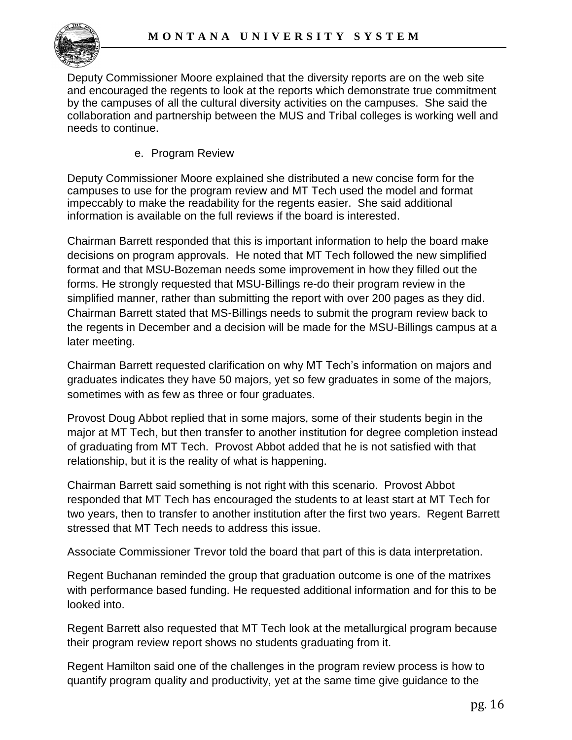Deputy Commissioner Moore explained that the diversity reports are on the web site and encouraged the regents to look at the reports which demonstrate true commitment by the campuses of all the cultural diversity activities on the campuses. She said the collaboration and partnership between the MUS and Tribal colleges is working well and needs to continue.

e. Program Review

Deputy Commissioner Moore explained she distributed a new concise form for the campuses to use for the program review and MT Tech used the model and format impeccably to make the readability for the regents easier. She said additional information is available on the full reviews if the board is interested.

Chairman Barrett responded that this is important information to help the board make decisions on program approvals. He noted that MT Tech followed the new simplified format and that MSU-Bozeman needs some improvement in how they filled out the forms. He strongly requested that MSU-Billings re-do their program review in the simplified manner, rather than submitting the report with over 200 pages as they did. Chairman Barrett stated that MS-Billings needs to submit the program review back to the regents in December and a decision will be made for the MSU-Billings campus at a later meeting.

Chairman Barrett requested clarification on why MT Tech's information on majors and graduates indicates they have 50 majors, yet so few graduates in some of the majors, sometimes with as few as three or four graduates.

Provost Doug Abbot replied that in some majors, some of their students begin in the major at MT Tech, but then transfer to another institution for degree completion instead of graduating from MT Tech. Provost Abbot added that he is not satisfied with that relationship, but it is the reality of what is happening.

Chairman Barrett said something is not right with this scenario. Provost Abbot responded that MT Tech has encouraged the students to at least start at MT Tech for two years, then to transfer to another institution after the first two years. Regent Barrett stressed that MT Tech needs to address this issue.

Associate Commissioner Trevor told the board that part of this is data interpretation.

Regent Buchanan reminded the group that graduation outcome is one of the matrixes with performance based funding. He requested additional information and for this to be looked into.

Regent Barrett also requested that MT Tech look at the metallurgical program because their program review report shows no students graduating from it.

Regent Hamilton said one of the challenges in the program review process is how to quantify program quality and productivity, yet at the same time give guidance to the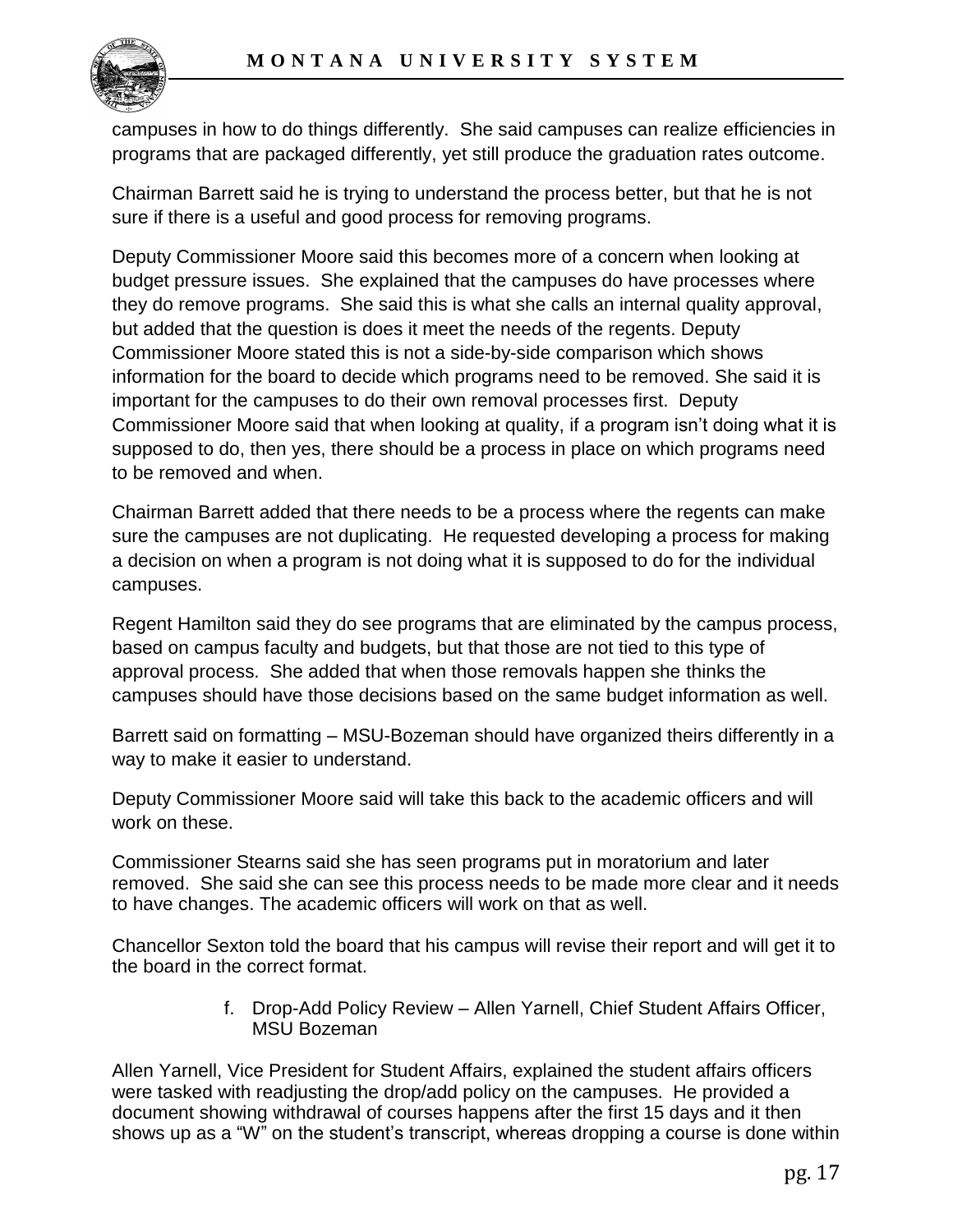campuses in how to do things differently. She said campuses can realize efficiencies in programs that are packaged differently, yet still produce the graduation rates outcome.

Chairman Barrett said he is trying to understand the process better, but that he is not sure if there is a useful and good process for removing programs.

Deputy Commissioner Moore said this becomes more of a concern when looking at budget pressure issues. She explained that the campuses do have processes where they do remove programs. She said this is what she calls an internal quality approval, but added that the question is does it meet the needs of the regents. Deputy Commissioner Moore stated this is not a side-by-side comparison which shows information for the board to decide which programs need to be removed. She said it is important for the campuses to do their own removal processes first. Deputy Commissioner Moore said that when looking at quality, if a program isn't doing what it is supposed to do, then yes, there should be a process in place on which programs need to be removed and when.

Chairman Barrett added that there needs to be a process where the regents can make sure the campuses are not duplicating. He requested developing a process for making a decision on when a program is not doing what it is supposed to do for the individual campuses.

Regent Hamilton said they do see programs that are eliminated by the campus process, based on campus faculty and budgets, but that those are not tied to this type of approval process. She added that when those removals happen she thinks the campuses should have those decisions based on the same budget information as well.

Barrett said on formatting – MSU-Bozeman should have organized theirs differently in a way to make it easier to understand.

Deputy Commissioner Moore said will take this back to the academic officers and will work on these.

Commissioner Stearns said she has seen programs put in moratorium and later removed. She said she can see this process needs to be made more clear and it needs to have changes. The academic officers will work on that as well.

Chancellor Sexton told the board that his campus will revise their report and will get it to the board in the correct format.

f. Drop-Add Policy Review – Allen Yarnell, Chief Student Affairs Officer, MSU Bozeman

Allen Yarnell, Vice President for Student Affairs, explained the student affairs officers were tasked with readjusting the drop/add policy on the campuses. He provided a document showing withdrawal of courses happens after the first 15 days and it then shows up as a "W" on the student's transcript, whereas dropping a course is done within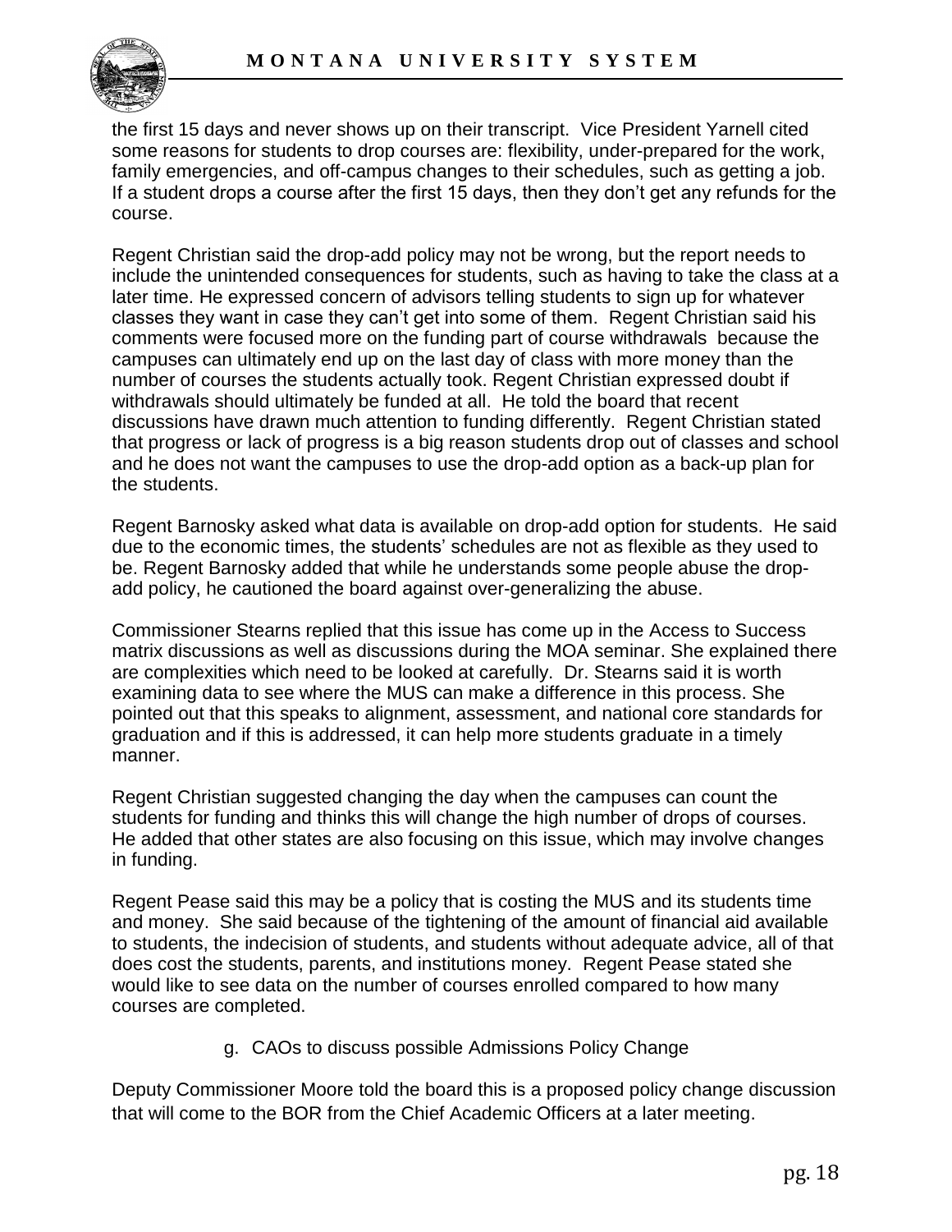the first 15 days and never shows up on their transcript. Vice President Yarnell cited some reasons for students to drop courses are: flexibility, under-prepared for the work, family emergencies, and off-campus changes to their schedules, such as getting a job. If a student drops a course after the first 15 days, then they don't get any refunds for the course.

Regent Christian said the drop-add policy may not be wrong, but the report needs to include the unintended consequences for students, such as having to take the class at a later time. He expressed concern of advisors telling students to sign up for whatever classes they want in case they can't get into some of them. Regent Christian said his comments were focused more on the funding part of course withdrawals because the campuses can ultimately end up on the last day of class with more money than the number of courses the students actually took. Regent Christian expressed doubt if withdrawals should ultimately be funded at all. He told the board that recent discussions have drawn much attention to funding differently. Regent Christian stated that progress or lack of progress is a big reason students drop out of classes and school and he does not want the campuses to use the drop-add option as a back-up plan for the students.

Regent Barnosky asked what data is available on drop-add option for students. He said due to the economic times, the students' schedules are not as flexible as they used to be. Regent Barnosky added that while he understands some people abuse the drop-add policy, he cautioned the board against over-generalizing the abuse.

Commissioner Stearns replied that this issue has come up in the Access to Success matrix discussions as well as discussions during the MOA seminar. She explained there are complexities which need to be looked at carefully. Dr. Stearns said it is worth examining data to see where the MUS can make a difference in this process. She pointed out that this speaks to alignment, assessment, and national core standards for graduation and if this is addressed, it can help more students graduate in a timely manner.

Regent Christian suggested changing the day when the campuses can count the students for funding and thinks this will change the high number of drops of courses. He added that other states are also focusing on this issue, which may involve changes in funding.

Regent Pease said this may be a policy that is costing the MUS and its students time and money. She said because of the tightening of the amount of financial aid available to students, the indecision of students, and students without adequate advice, all of that does cost the students, parents, and institutions money. Regent Pease stated she would like to see data on the number of courses enrolled compared to how many courses are completed.

g. CAOs to discuss possible Admissions Policy Change

Deputy Commissioner Moore told the board this is a proposed policy change discussion that will come to the BOR from the Chief Academic Officers at a later meeting.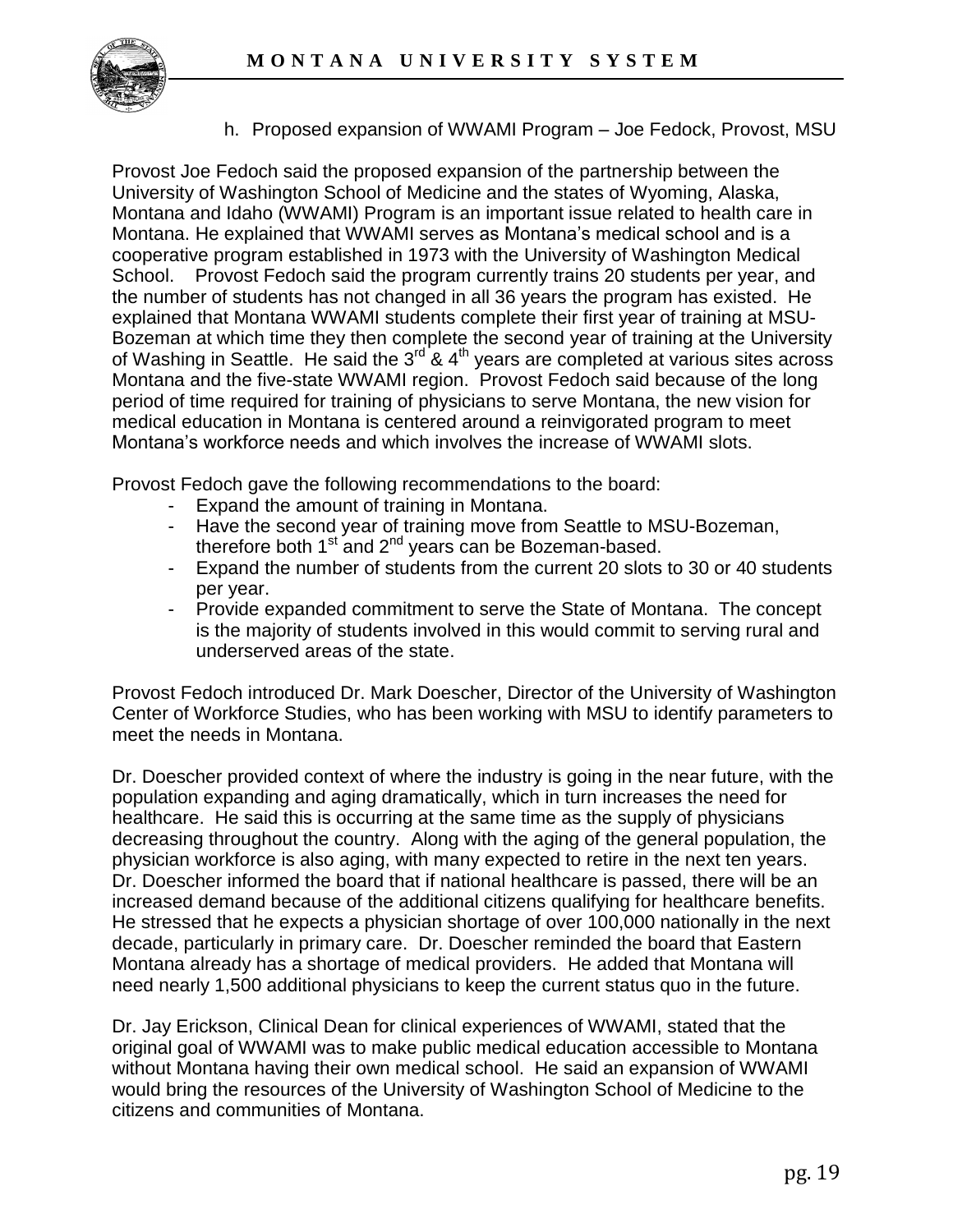h. Proposed expansion of WWAMI Program – Joe Fedock, Provost, MSU

Provost Joe Fedoch said the proposed expansion of the partnership between the University of Washington School of Medicine and the states of Wyoming, Alaska, Montana and Idaho (WWAMI) Program is an important issue related to health care in Montana. He explained that WWAMI serves as Montana's medical school and is a cooperative program established in 1973 with the University of Washington Medical School. Provost Fedoch said the program currently trains 20 students per year, and the number of students has not changed in all 36 years the program has existed. He explained that Montana WWAMI students complete their first year of training at MSU-Bozeman at which time they then complete the second year of training at the University of Washing in Seattle. He said the 3rd & 4th years are completed at various sites across Montana and the five-state WWAMI region. Provost Fedoch said because of the long period of time required for training of physicians to serve Montana, the new vision for medical education in Montana is centered around a reinvigorated program to meet Montana's workforce needs and which involves the increase of WWAMI slots.

Provost Fedoch gave the following recommendations to the board:

- Expand the amount of training in Montana.
- Have the second year of training move from Seattle to MSU-Bozeman, therefore both 1st and 2nd years can be Bozeman-based.
- Expand the number of students from the current 20 slots to 30 or 40 students per year.
- Provide expanded commitment to serve the State of Montana. The concept is the majority of students involved in this would commit to serving rural and underserved areas of the state.

Provost Fedoch introduced Dr. Mark Doescher, Director of the University of Washington Center of Workforce Studies, who has been working with MSU to identify parameters to meet the needs in Montana.

Dr. Doescher provided context of where the industry is going in the near future, with the population expanding and aging dramatically, which in turn increases the need for healthcare. He said this is occurring at the same time as the supply of physicians decreasing throughout the country. Along with the aging of the general population, the physician workforce is also aging, with many expected to retire in the next ten years. Dr. Doescher informed the board that if national healthcare is passed, there will be an increased demand because of the additional citizens qualifying for healthcare benefits. He stressed that he expects a physician shortage of over 100,000 nationally in the next decade, particularly in primary care. Dr. Doescher reminded the board that Eastern Montana already has a shortage of medical providers. He added that Montana will need nearly 1,500 additional physicians to keep the current status quo in the future.

Dr. Jay Erickson, Clinical Dean for clinical experiences of WWAMI, stated that the original goal of WWAMI was to make public medical education accessible to Montana without Montana having their own medical school. He said an expansion of WWAMI would bring the resources of the University of Washington School of Medicine to the citizens and communities of Montana.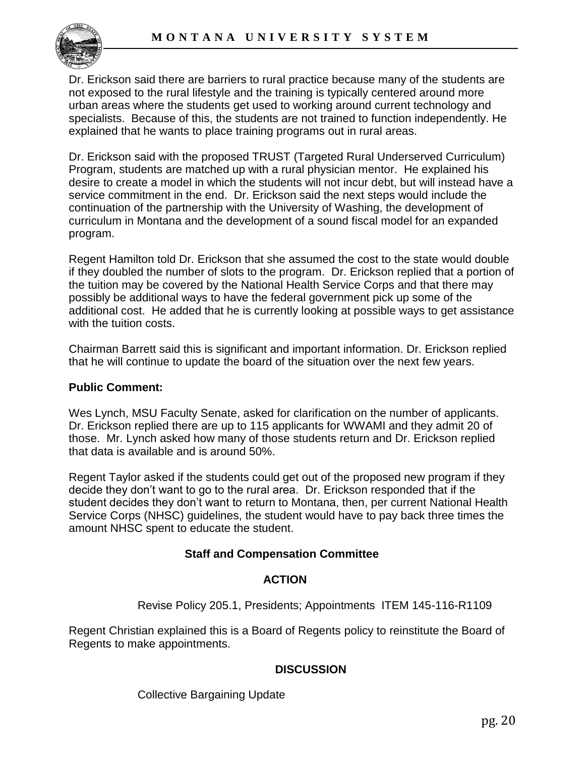Dr. Erickson said there are barriers to rural practice because many of the students are not exposed to the rural lifestyle and the training is typically centered around more urban areas where the students get used to working around current technology and specialists. Because of this, the students are not trained to function independently. He explained that he wants to place training programs out in rural areas.

Dr. Erickson said with the proposed TRUST (Targeted Rural Underserved Curriculum) Program, students are matched up with a rural physician mentor. He explained his desire to create a model in which the students will not incur debt, but will instead have a service commitment in the end. Dr. Erickson said the next steps would include the continuation of the partnership with the University of Washing, the development of curriculum in Montana and the development of a sound fiscal model for an expanded program.

Regent Hamilton told Dr. Erickson that she assumed the cost to the state would double if they doubled the number of slots to the program. Dr. Erickson replied that a portion of the tuition may be covered by the National Health Service Corps and that there may possibly be additional ways to have the federal government pick up some of the additional cost. He added that he is currently looking at possible ways to get assistance with the tuition costs.

Chairman Barrett said this is significant and important information. Dr. Erickson replied that he will continue to update the board of the situation over the next few years.

**Public Comment:**

Wes Lynch, MSU Faculty Senate, asked for clarification on the number of applicants. Dr. Erickson replied there are up to 115 applicants for WWAMI and they admit 20 of those. Mr. Lynch asked how many of those students return and Dr. Erickson replied that data is available and is around 50%.

Regent Taylor asked if the students could get out of the proposed new program if they decide they don't want to go to the rural area. Dr. Erickson responded that if the student decides they don't want to return to Montana, then, per current National Health Service Corps (NHSC) guidelines, the student would have to pay back three times the amount NHSC spent to educate the student.

## Staff and Compensation Committee

### ACTION

Revise Policy 205.1, Presidents; Appointments ITEM 145-116-R1109

Regent Christian explained this is a Board of Regents policy to reinstitute the Board of Regents to make appointments.

### DISCUSSION

Collective Bargaining Update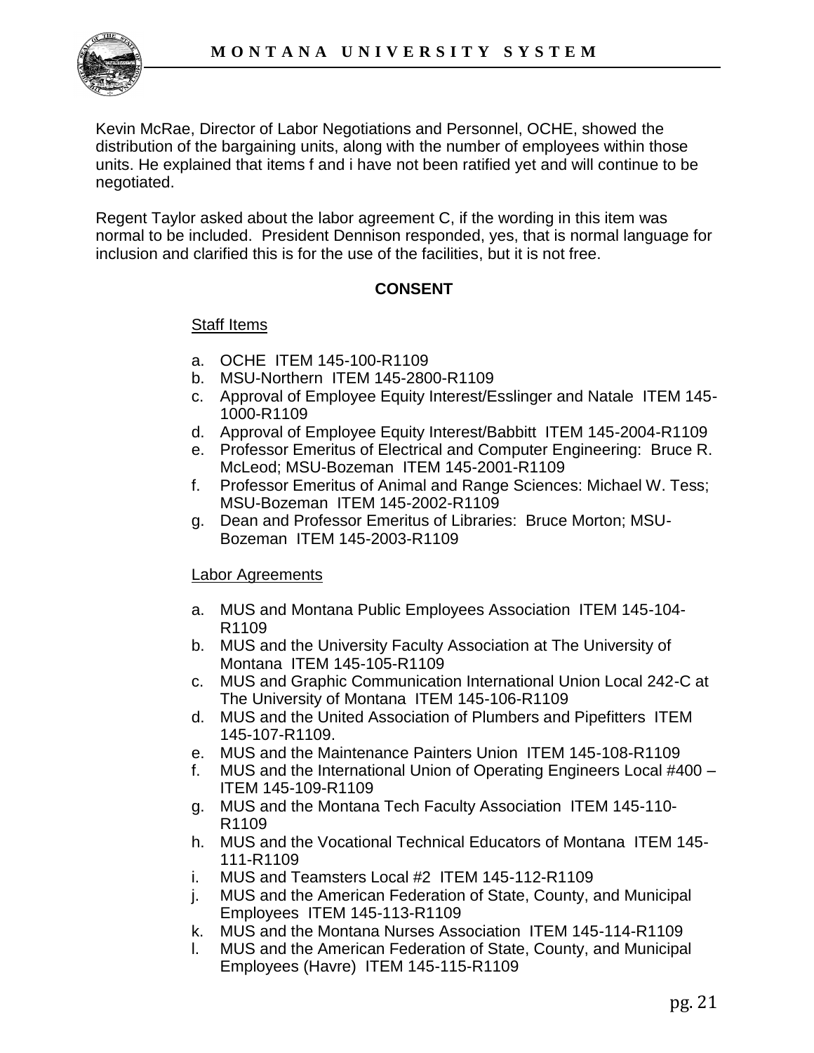Kevin McRae, Director of Labor Negotiations and Personnel, OCHE, showed the distribution of the bargaining units, along with the number of employees within those units. He explained that items f and i have not been ratified yet and will continue to be negotiated.

Regent Taylor asked about the labor agreement C, if the wording in this item was normal to be included. President Dennison responded, yes, that is normal language for inclusion and clarified this is for the use of the facilities, but it is not free.

**CONSENT**

Staff Items

a. OCHE ITEM 145-100-R1109
b. MSU-Northern ITEM 145-2800-R1109
c. Approval of Employee Equity Interest/Esslinger and Natale ITEM 145-1000-R1109
d. Approval of Employee Equity Interest/Babbitt ITEM 145-2004-R1109
e. Professor Emeritus of Electrical and Computer Engineering: Bruce R. McLeod; MSU-Bozeman ITEM 145-2001-R1109
f. Professor Emeritus of Animal and Range Sciences: Michael W. Tess; MSU-Bozeman ITEM 145-2002-R1109
g. Dean and Professor Emeritus of Libraries: Bruce Morton; MSU-Bozeman ITEM 145-2003-R1109

Labor Agreements

a. MUS and Montana Public Employees Association ITEM 145-104-R1109
b. MUS and the University Faculty Association at The University of Montana ITEM 145-105-R1109
c. MUS and Graphic Communication International Union Local 242-C at The University of Montana ITEM 145-106-R1109
d. MUS and the United Association of Plumbers and Pipefitters ITEM 145-107-R1109.
e. MUS and the Maintenance Painters Union ITEM 145-108-R1109
f. MUS and the International Union of Operating Engineers Local #400 – ITEM 145-109-R1109
g. MUS and the Montana Tech Faculty Association ITEM 145-110-R1109
h. MUS and the Vocational Technical Educators of Montana ITEM 145-111-R1109
i. MUS and Teamsters Local #2 ITEM 145-112-R1109
j. MUS and the American Federation of State, County, and Municipal Employees ITEM 145-113-R1109
k. MUS and the Montana Nurses Association ITEM 145-114-R1109
l. MUS and the American Federation of State, County, and Municipal Employees (Havre) ITEM 145-115-R1109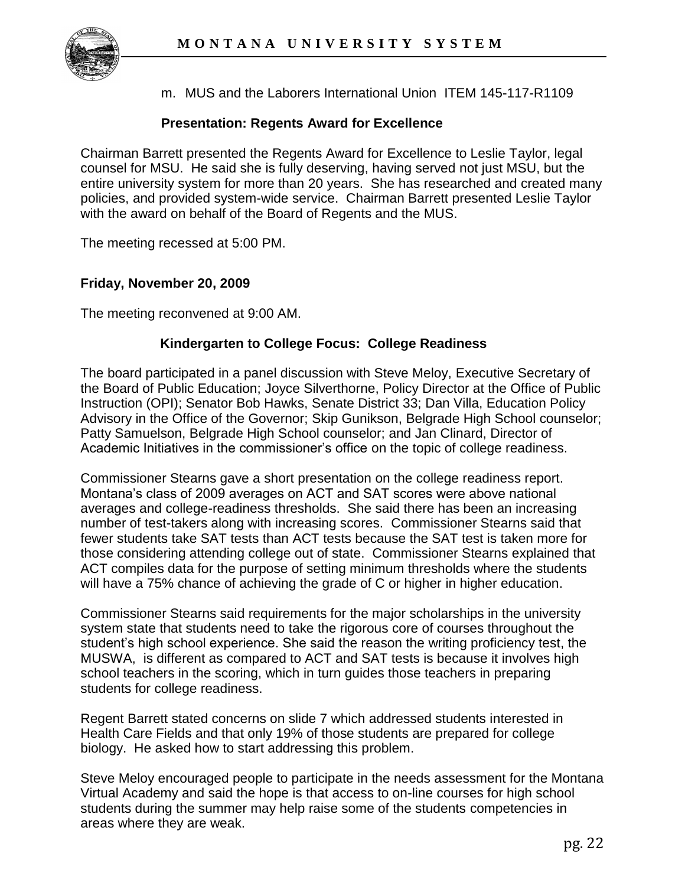m. MUS and the Laborers International Union ITEM 145-117-R1109

**Presentation: Regents Award for Excellence**

Chairman Barrett presented the Regents Award for Excellence to Leslie Taylor, legal counsel for MSU. He said she is fully deserving, having served not just MSU, but the entire university system for more than 20 years. She has researched and created many policies, and provided system-wide service. Chairman Barrett presented Leslie Taylor with the award on behalf of the Board of Regents and the MUS.

The meeting recessed at 5:00 PM.

**Friday, November 20, 2009**

The meeting reconvened at 9:00 AM.

**Kindergarten to College Focus: College Readiness**

The board participated in a panel discussion with Steve Meloy, Executive Secretary of the Board of Public Education; Joyce Silverthorne, Policy Director at the Office of Public Instruction (OPI); Senator Bob Hawks, Senate District 33; Dan Villa, Education Policy Advisory in the Office of the Governor; Skip Gunikson, Belgrade High School counselor; Patty Samuelson, Belgrade High School counselor; and Jan Clinard, Director of Academic Initiatives in the commissioner's office on the topic of college readiness.

Commissioner Stearns gave a short presentation on the college readiness report. Montana's class of 2009 averages on ACT and SAT scores were above national averages and college-readiness thresholds. She said there has been an increasing number of test-takers along with increasing scores. Commissioner Stearns said that fewer students take SAT tests than ACT tests because the SAT test is taken more for those considering attending college out of state. Commissioner Stearns explained that ACT compiles data for the purpose of setting minimum thresholds where the students will have a 75% chance of achieving the grade of C or higher in higher education.

Commissioner Stearns said requirements for the major scholarships in the university system state that students need to take the rigorous core of courses throughout the student's high school experience. She said the reason the writing proficiency test, the MUSWA, is different as compared to ACT and SAT tests is because it involves high school teachers in the scoring, which in turn guides those teachers in preparing students for college readiness.

Regent Barrett stated concerns on slide 7 which addressed students interested in Health Care Fields and that only 19% of those students are prepared for college biology. He asked how to start addressing this problem.

Steve Meloy encouraged people to participate in the needs assessment for the Montana Virtual Academy and said the hope is that access to on-line courses for high school students during the summer may help raise some of the students competencies in areas where they are weak.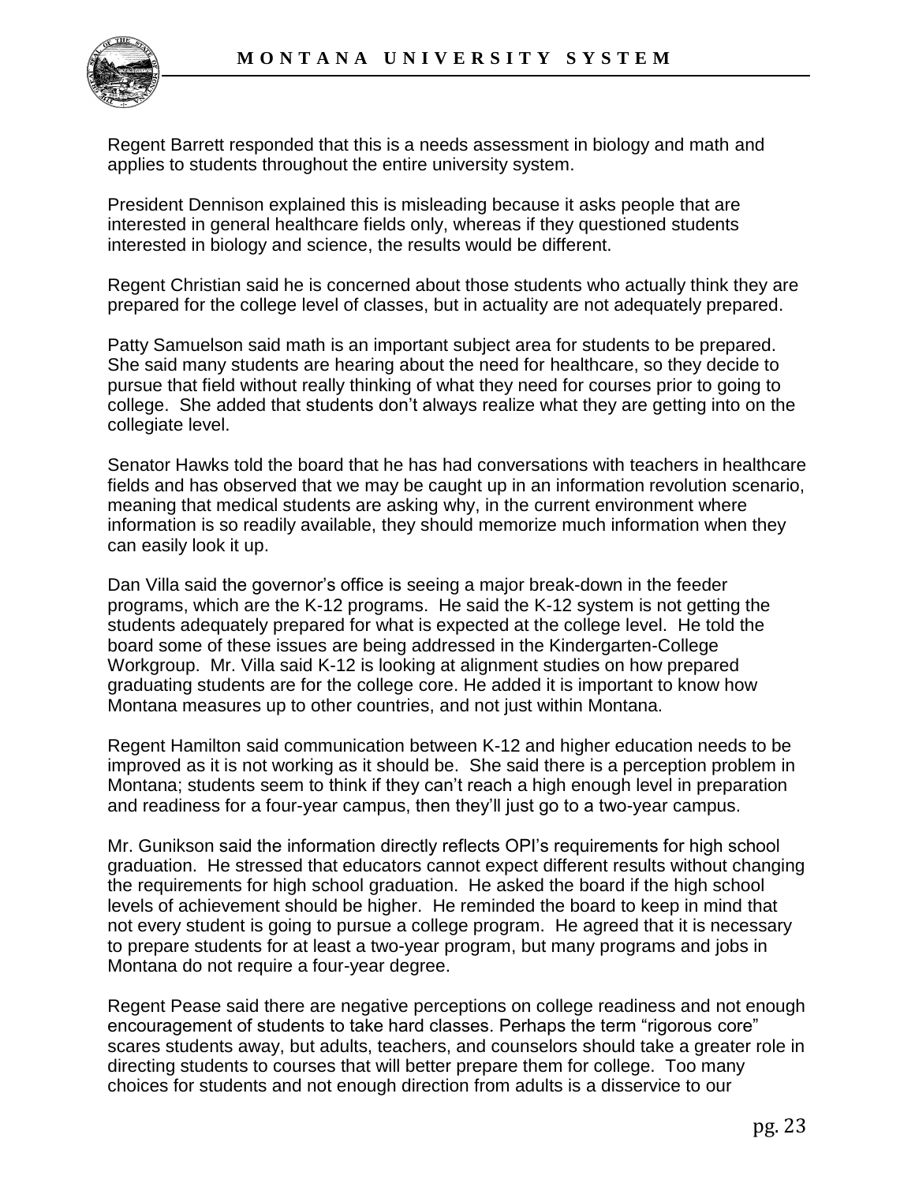Regent Barrett responded that this is a needs assessment in biology and math and applies to students throughout the entire university system.

President Dennison explained this is misleading because it asks people that are interested in general healthcare fields only, whereas if they questioned students interested in biology and science, the results would be different.

Regent Christian said he is concerned about those students who actually think they are prepared for the college level of classes, but in actuality are not adequately prepared.

Patty Samuelson said math is an important subject area for students to be prepared. She said many students are hearing about the need for healthcare, so they decide to pursue that field without really thinking of what they need for courses prior to going to college. She added that students don't always realize what they are getting into on the collegiate level.

Senator Hawks told the board that he has had conversations with teachers in healthcare fields and has observed that we may be caught up in an information revolution scenario, meaning that medical students are asking why, in the current environment where information is so readily available, they should memorize much information when they can easily look it up.

Dan Villa said the governor's office is seeing a major break-down in the feeder programs, which are the K-12 programs. He said the K-12 system is not getting the students adequately prepared for what is expected at the college level. He told the board some of these issues are being addressed in the Kindergarten-College Workgroup. Mr. Villa said K-12 is looking at alignment studies on how prepared graduating students are for the college core. He added it is important to know how Montana measures up to other countries, and not just within Montana.

Regent Hamilton said communication between K-12 and higher education needs to be improved as it is not working as it should be. She said there is a perception problem in Montana; students seem to think if they can't reach a high enough level in preparation and readiness for a four-year campus, then they'll just go to a two-year campus.

Mr. Gunikson said the information directly reflects OPI's requirements for high school graduation. He stressed that educators cannot expect different results without changing the requirements for high school graduation. He asked the board if the high school levels of achievement should be higher. He reminded the board to keep in mind that not every student is going to pursue a college program. He agreed that it is necessary to prepare students for at least a two-year program, but many programs and jobs in Montana do not require a four-year degree.

Regent Pease said there are negative perceptions on college readiness and not enough encouragement of students to take hard classes. Perhaps the term "rigorous core" scares students away, but adults, teachers, and counselors should take a greater role in directing students to courses that will better prepare them for college. Too many choices for students and not enough direction from adults is a disservice to our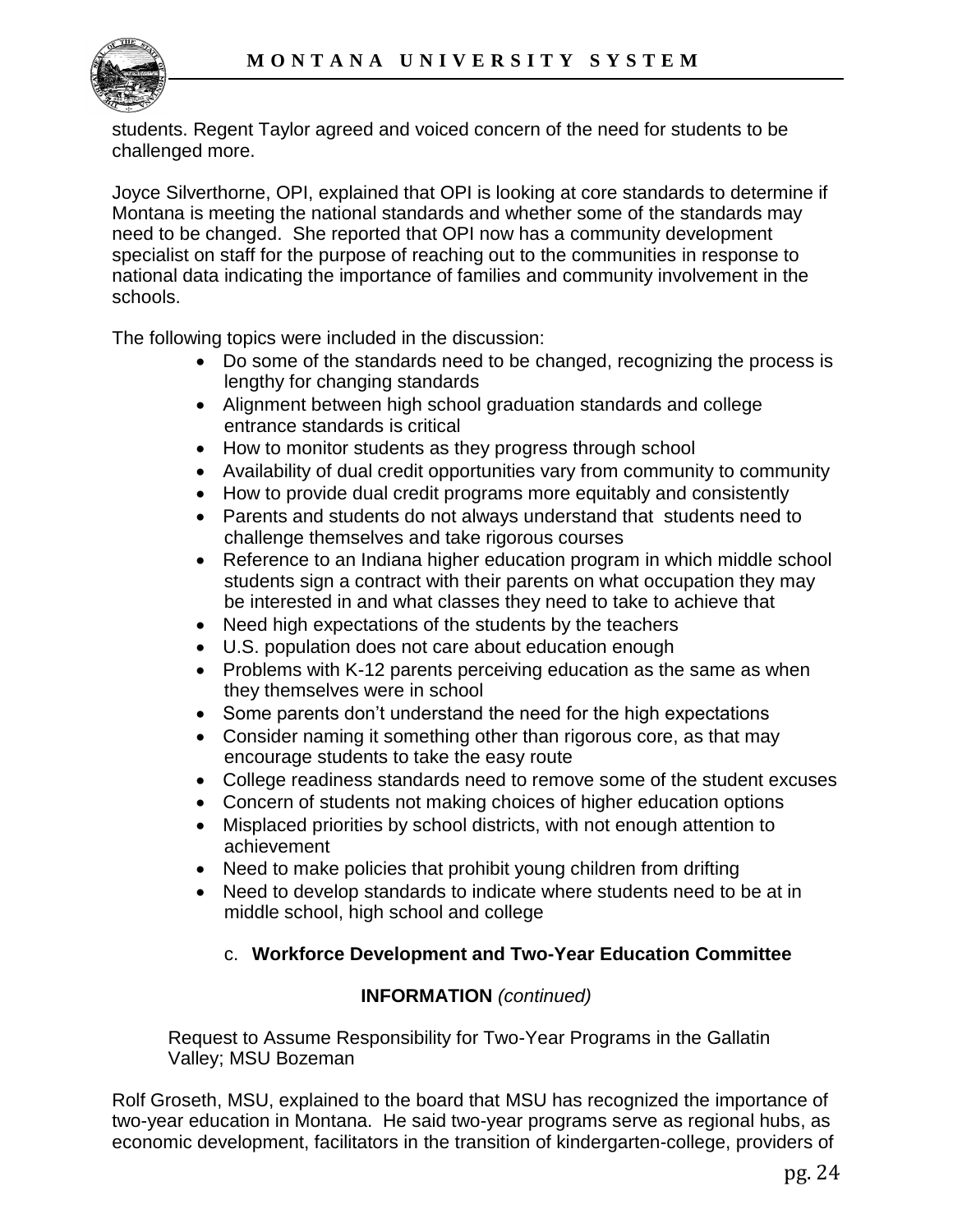students. Regent Taylor agreed and voiced concern of the need for students to be challenged more.

Joyce Silverthorne, OPI, explained that OPI is looking at core standards to determine if Montana is meeting the national standards and whether some of the standards may need to be changed. She reported that OPI now has a community development specialist on staff for the purpose of reaching out to the communities in response to national data indicating the importance of families and community involvement in the schools.

The following topics were included in the discussion:

- Do some of the standards need to be changed, recognizing the process is lengthy for changing standards
- Alignment between high school graduation standards and college entrance standards is critical
- How to monitor students as they progress through school
- Availability of dual credit opportunities vary from community to community
- How to provide dual credit programs more equitably and consistently
- Parents and students do not always understand that students need to challenge themselves and take rigorous courses
- Reference to an Indiana higher education program in which middle school students sign a contract with their parents on what occupation they may be interested in and what classes they need to take to achieve that
- Need high expectations of the students by the teachers
- U.S. population does not care about education enough
- Problems with K-12 parents perceiving education as the same as when they themselves were in school
- Some parents don't understand the need for the high expectations
- Consider naming it something other than rigorous core, as that may encourage students to take the easy route
- College readiness standards need to remove some of the student excuses
- Concern of students not making choices of higher education options
- Misplaced priorities by school districts, with not enough attention to achievement
- Need to make policies that prohibit young children from drifting
- Need to develop standards to indicate where students need to be at in middle school, high school and college

c. **Workforce Development and Two-Year Education Committee**

**INFORMATION** *(continued)*

Request to Assume Responsibility for Two-Year Programs in the Gallatin Valley; MSU Bozeman

Rolf Groseth, MSU, explained to the board that MSU has recognized the importance of two-year education in Montana. He said two-year programs serve as regional hubs, as economic development, facilitators in the transition of kindergarten-college, providers of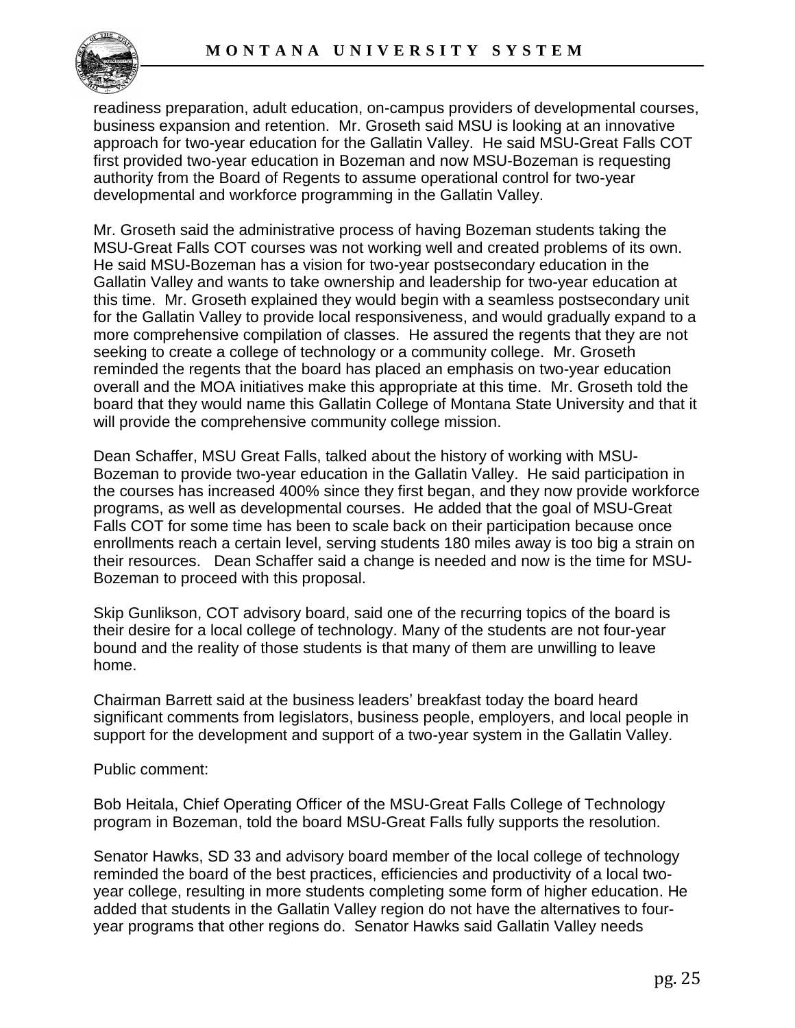readiness preparation, adult education, on-campus providers of developmental courses, business expansion and retention. Mr. Groseth said MSU is looking at an innovative approach for two-year education for the Gallatin Valley. He said MSU-Great Falls COT first provided two-year education in Bozeman and now MSU-Bozeman is requesting authority from the Board of Regents to assume operational control for two-year developmental and workforce programming in the Gallatin Valley.

Mr. Groseth said the administrative process of having Bozeman students taking the MSU-Great Falls COT courses was not working well and created problems of its own. He said MSU-Bozeman has a vision for two-year postsecondary education in the Gallatin Valley and wants to take ownership and leadership for two-year education at this time. Mr. Groseth explained they would begin with a seamless postsecondary unit for the Gallatin Valley to provide local responsiveness, and would gradually expand to a more comprehensive compilation of classes. He assured the regents that they are not seeking to create a college of technology or a community college. Mr. Groseth reminded the regents that the board has placed an emphasis on two-year education overall and the MOA initiatives make this appropriate at this time. Mr. Groseth told the board that they would name this Gallatin College of Montana State University and that it will provide the comprehensive community college mission.

Dean Schaffer, MSU Great Falls, talked about the history of working with MSU-Bozeman to provide two-year education in the Gallatin Valley. He said participation in the courses has increased 400% since they first began, and they now provide workforce programs, as well as developmental courses. He added that the goal of MSU-Great Falls COT for some time has been to scale back on their participation because once enrollments reach a certain level, serving students 180 miles away is too big a strain on their resources. Dean Schaffer said a change is needed and now is the time for MSU-Bozeman to proceed with this proposal.

Skip Gunlikson, COT advisory board, said one of the recurring topics of the board is their desire for a local college of technology. Many of the students are not four-year bound and the reality of those students is that many of them are unwilling to leave home.

Chairman Barrett said at the business leaders' breakfast today the board heard significant comments from legislators, business people, employers, and local people in support for the development and support of a two-year system in the Gallatin Valley.

Public comment:

Bob Heitala, Chief Operating Officer of the MSU-Great Falls College of Technology program in Bozeman, told the board MSU-Great Falls fully supports the resolution.

Senator Hawks, SD 33 and advisory board member of the local college of technology reminded the board of the best practices, efficiencies and productivity of a local two-year college, resulting in more students completing some form of higher education. He added that students in the Gallatin Valley region do not have the alternatives to four-year programs that other regions do. Senator Hawks said Gallatin Valley needs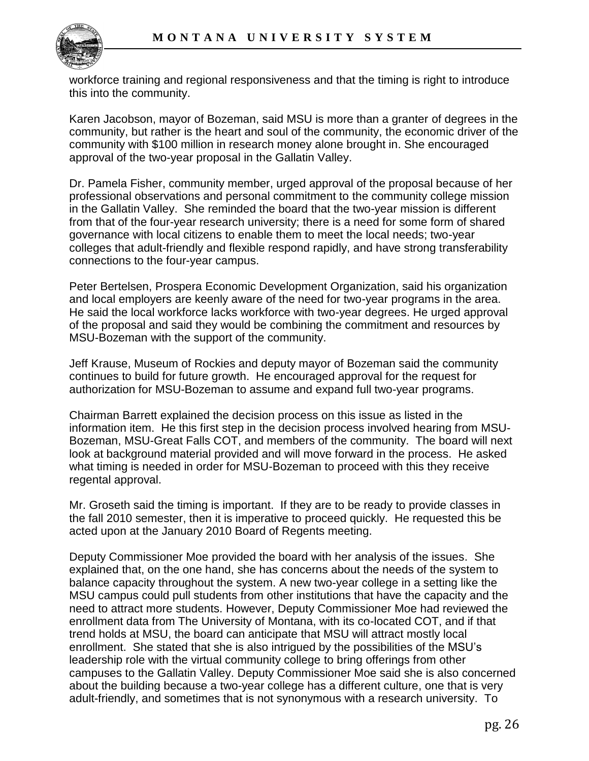workforce training and regional responsiveness and that the timing is right to introduce this into the community.

Karen Jacobson, mayor of Bozeman, said MSU is more than a granter of degrees in the community, but rather is the heart and soul of the community, the economic driver of the community with $100 million in research money alone brought in. She encouraged approval of the two-year proposal in the Gallatin Valley.

Dr. Pamela Fisher, community member, urged approval of the proposal because of her professional observations and personal commitment to the community college mission in the Gallatin Valley. She reminded the board that the two-year mission is different from that of the four-year research university; there is a need for some form of shared governance with local citizens to enable them to meet the local needs; two-year colleges that adult-friendly and flexible respond rapidly, and have strong transferability connections to the four-year campus.

Peter Bertelsen, Prospera Economic Development Organization, said his organization and local employers are keenly aware of the need for two-year programs in the area. He said the local workforce lacks workforce with two-year degrees. He urged approval of the proposal and said they would be combining the commitment and resources by MSU-Bozeman with the support of the community.

Jeff Krause, Museum of Rockies and deputy mayor of Bozeman said the community continues to build for future growth. He encouraged approval for the request for authorization for MSU-Bozeman to assume and expand full two-year programs.

Chairman Barrett explained the decision process on this issue as listed in the information item. He this first step in the decision process involved hearing from MSU-Bozeman, MSU-Great Falls COT, and members of the community. The board will next look at background material provided and will move forward in the process. He asked what timing is needed in order for MSU-Bozeman to proceed with this they receive regental approval.

Mr. Groseth said the timing is important. If they are to be ready to provide classes in the fall 2010 semester, then it is imperative to proceed quickly. He requested this be acted upon at the January 2010 Board of Regents meeting.

Deputy Commissioner Moe provided the board with her analysis of the issues. She explained that, on the one hand, she has concerns about the needs of the system to balance capacity throughout the system. A new two-year college in a setting like the MSU campus could pull students from other institutions that have the capacity and the need to attract more students. However, Deputy Commissioner Moe had reviewed the enrollment data from The University of Montana, with its co-located COT, and if that trend holds at MSU, the board can anticipate that MSU will attract mostly local enrollment. She stated that she is also intrigued by the possibilities of the MSU's leadership role with the virtual community college to bring offerings from other campuses to the Gallatin Valley. Deputy Commissioner Moe said she is also concerned about the building because a two-year college has a different culture, one that is very adult-friendly, and sometimes that is not synonymous with a research university. To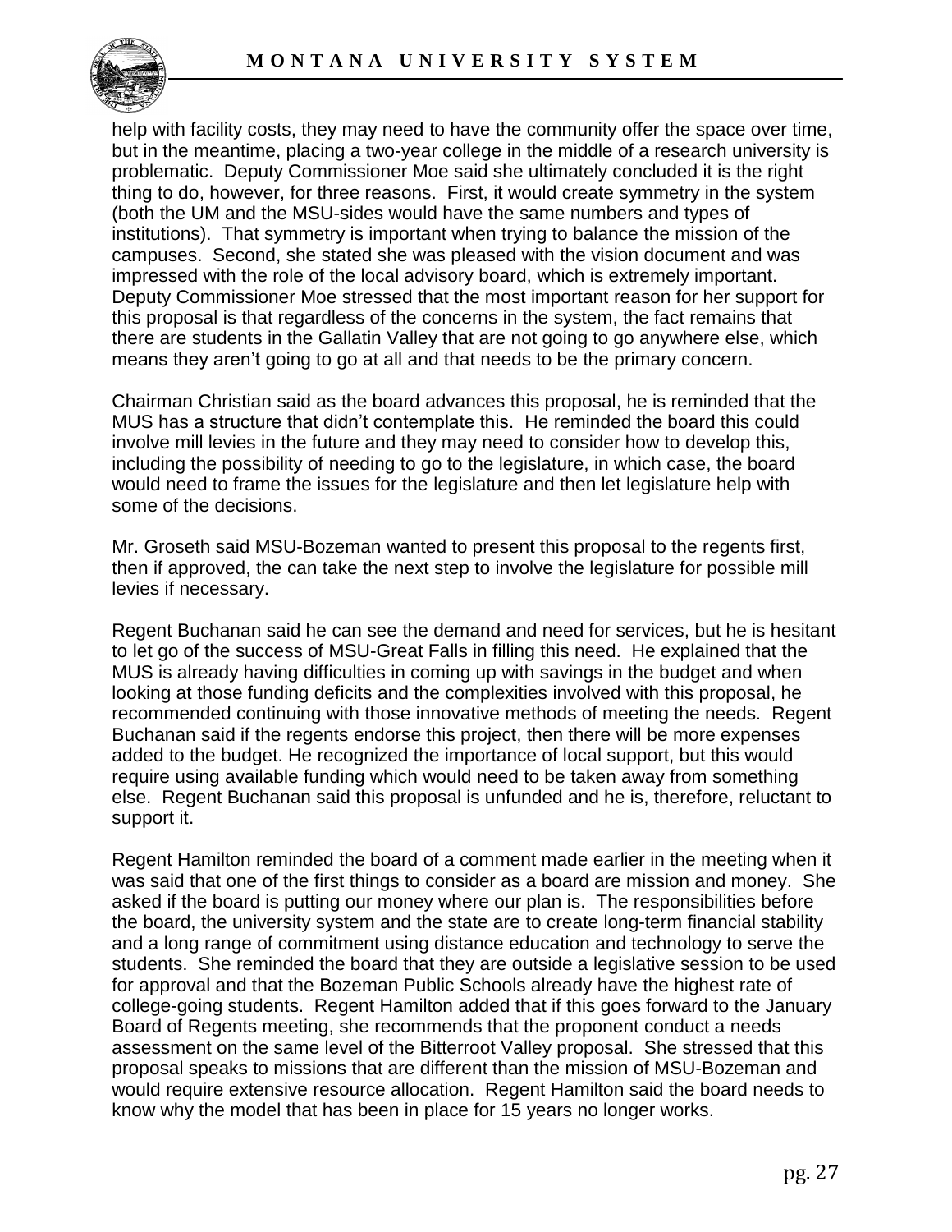help with facility costs, they may need to have the community offer the space over time, but in the meantime, placing a two-year college in the middle of a research university is problematic. Deputy Commissioner Moe said she ultimately concluded it is the right thing to do, however, for three reasons. First, it would create symmetry in the system (both the UM and the MSU-sides would have the same numbers and types of institutions). That symmetry is important when trying to balance the mission of the campuses. Second, she stated she was pleased with the vision document and was impressed with the role of the local advisory board, which is extremely important. Deputy Commissioner Moe stressed that the most important reason for her support for this proposal is that regardless of the concerns in the system, the fact remains that there are students in the Gallatin Valley that are not going to go anywhere else, which means they aren't going to go at all and that needs to be the primary concern.

Chairman Christian said as the board advances this proposal, he is reminded that the MUS has a structure that didn't contemplate this. He reminded the board this could involve mill levies in the future and they may need to consider how to develop this, including the possibility of needing to go to the legislature, in which case, the board would need to frame the issues for the legislature and then let legislature help with some of the decisions.

Mr. Groseth said MSU-Bozeman wanted to present this proposal to the regents first, then if approved, the can take the next step to involve the legislature for possible mill levies if necessary.

Regent Buchanan said he can see the demand and need for services, but he is hesitant to let go of the success of MSU-Great Falls in filling this need. He explained that the MUS is already having difficulties in coming up with savings in the budget and when looking at those funding deficits and the complexities involved with this proposal, he recommended continuing with those innovative methods of meeting the needs. Regent Buchanan said if the regents endorse this project, then there will be more expenses added to the budget. He recognized the importance of local support, but this would require using available funding which would need to be taken away from something else. Regent Buchanan said this proposal is unfunded and he is, therefore, reluctant to support it.

Regent Hamilton reminded the board of a comment made earlier in the meeting when it was said that one of the first things to consider as a board are mission and money. She asked if the board is putting our money where our plan is. The responsibilities before the board, the university system and the state are to create long-term financial stability and a long range of commitment using distance education and technology to serve the students. She reminded the board that they are outside a legislative session to be used for approval and that the Bozeman Public Schools already have the highest rate of college-going students. Regent Hamilton added that if this goes forward to the January Board of Regents meeting, she recommends that the proponent conduct a needs assessment on the same level of the Bitterroot Valley proposal. She stressed that this proposal speaks to missions that are different than the mission of MSU-Bozeman and would require extensive resource allocation. Regent Hamilton said the board needs to know why the model that has been in place for 15 years no longer works.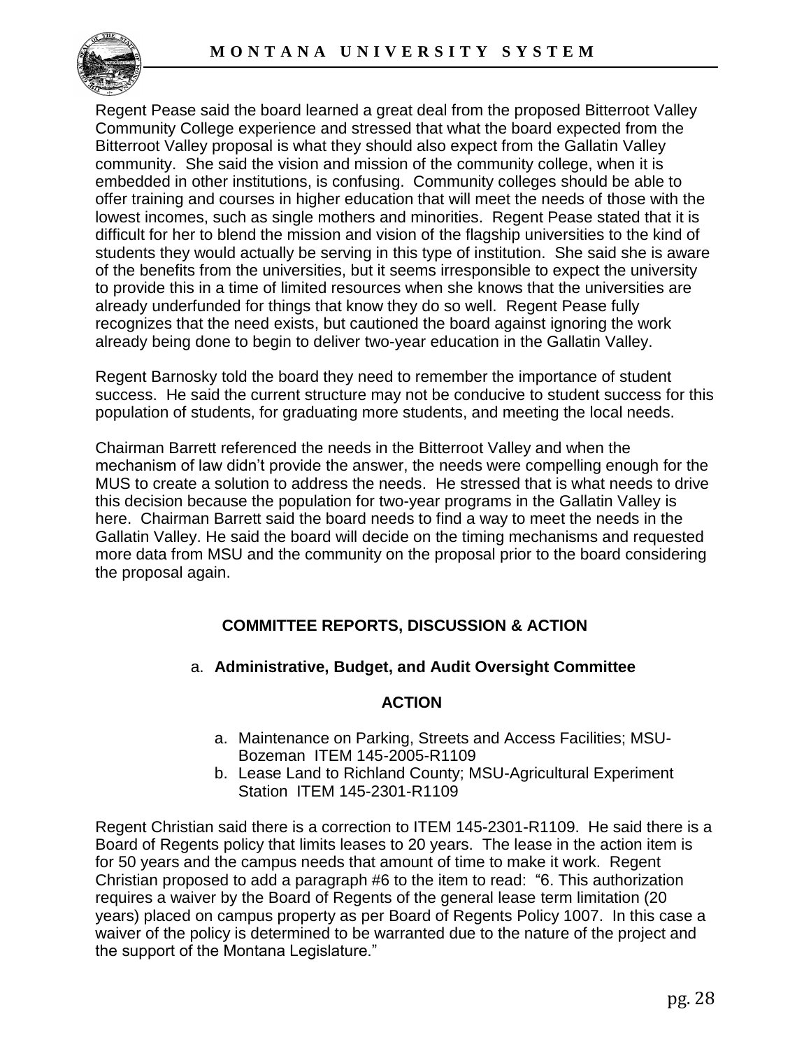Regent Pease said the board learned a great deal from the proposed Bitterroot Valley Community College experience and stressed that what the board expected from the Bitterroot Valley proposal is what they should also expect from the Gallatin Valley community. She said the vision and mission of the community college, when it is embedded in other institutions, is confusing. Community colleges should be able to offer training and courses in higher education that will meet the needs of those with the lowest incomes, such as single mothers and minorities. Regent Pease stated that it is difficult for her to blend the mission and vision of the flagship universities to the kind of students they would actually be serving in this type of institution. She said she is aware of the benefits from the universities, but it seems irresponsible to expect the university to provide this in a time of limited resources when she knows that the universities are already underfunded for things that know they do so well. Regent Pease fully recognizes that the need exists, but cautioned the board against ignoring the work already being done to begin to deliver two-year education in the Gallatin Valley.

Regent Barnosky told the board they need to remember the importance of student success. He said the current structure may not be conducive to student success for this population of students, for graduating more students, and meeting the local needs.

Chairman Barrett referenced the needs in the Bitterroot Valley and when the mechanism of law didn't provide the answer, the needs were compelling enough for the MUS to create a solution to address the needs. He stressed that is what needs to drive this decision because the population for two-year programs in the Gallatin Valley is here. Chairman Barrett said the board needs to find a way to meet the needs in the Gallatin Valley. He said the board will decide on the timing mechanisms and requested more data from MSU and the community on the proposal prior to the board considering the proposal again.

## COMMITTEE REPORTS, DISCUSSION & ACTION

### a. Administrative, Budget, and Audit Oversight Committee

**ACTION**

a. Maintenance on Parking, Streets and Access Facilities; MSU-Bozeman ITEM 145-2005-R1109
b. Lease Land to Richland County; MSU-Agricultural Experiment Station ITEM 145-2301-R1109

Regent Christian said there is a correction to ITEM 145-2301-R1109. He said there is a Board of Regents policy that limits leases to 20 years. The lease in the action item is for 50 years and the campus needs that amount of time to make it work. Regent Christian proposed to add a paragraph #6 to the item to read: "6. This authorization requires a waiver by the Board of Regents of the general lease term limitation (20 years) placed on campus property as per Board of Regents Policy 1007. In this case a waiver of the policy is determined to be warranted due to the nature of the project and the support of the Montana Legislature."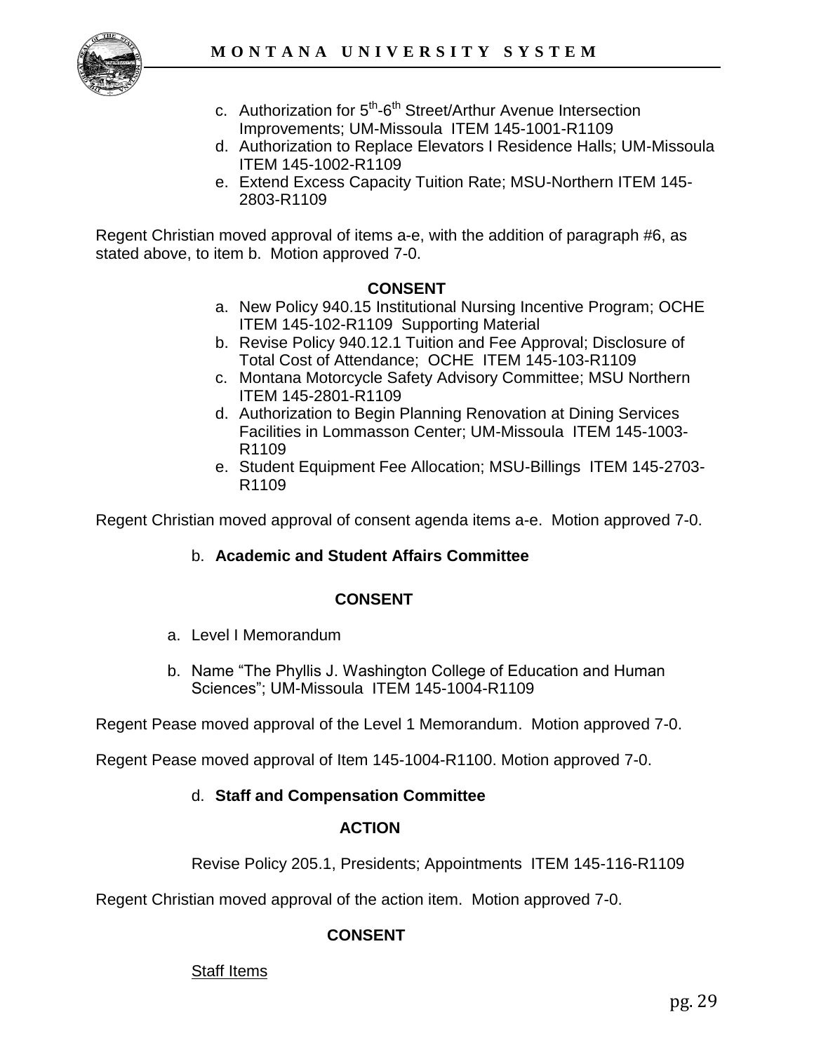c. Authorization for 5th-6th Street/Arthur Avenue Intersection Improvements; UM-Missoula ITEM 145-1001-R1109
d. Authorization to Replace Elevators I Residence Halls; UM-Missoula ITEM 145-1002-R1109
e. Extend Excess Capacity Tuition Rate; MSU-Northern ITEM 145-2803-R1109

Regent Christian moved approval of items a-e, with the addition of paragraph #6, as stated above, to item b. Motion approved 7-0.

**CONSENT**

a. New Policy 940.15 Institutional Nursing Incentive Program; OCHE ITEM 145-102-R1109 Supporting Material
b. Revise Policy 940.12.1 Tuition and Fee Approval; Disclosure of Total Cost of Attendance; OCHE ITEM 145-103-R1109
c. Montana Motorcycle Safety Advisory Committee; MSU Northern ITEM 145-2801-R1109
d. Authorization to Begin Planning Renovation at Dining Services Facilities in Lommasson Center; UM-Missoula ITEM 145-1003-R1109
e. Student Equipment Fee Allocation; MSU-Billings ITEM 145-2703-R1109

Regent Christian moved approval of consent agenda items a-e. Motion approved 7-0.

b. **Academic and Student Affairs Committee**

**CONSENT**

a. Level I Memorandum

b. Name "The Phyllis J. Washington College of Education and Human Sciences"; UM-Missoula ITEM 145-1004-R1109

Regent Pease moved approval of the Level 1 Memorandum. Motion approved 7-0.

Regent Pease moved approval of Item 145-1004-R1100. Motion approved 7-0.

d. **Staff and Compensation Committee**

**ACTION**

Revise Policy 205.1, Presidents; Appointments ITEM 145-116-R1109

Regent Christian moved approval of the action item. Motion approved 7-0.

**CONSENT**

Staff Items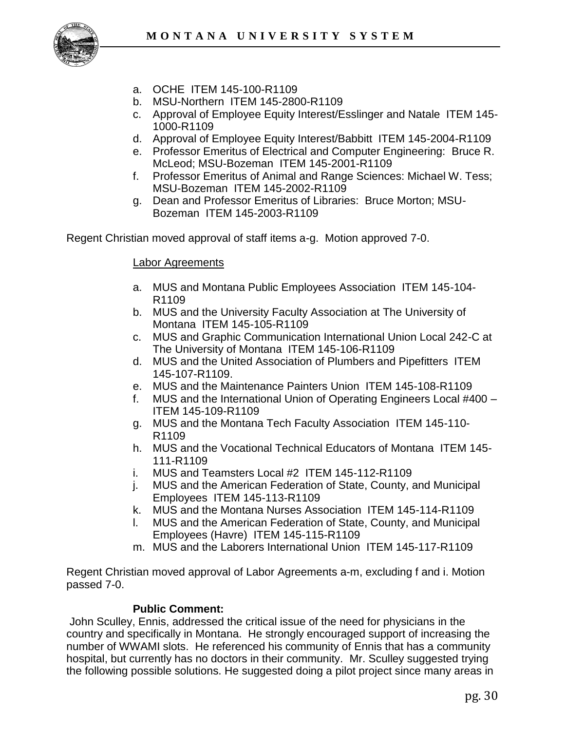a. OCHE ITEM 145-100-R1109
b. MSU-Northern ITEM 145-2800-R1109
c. Approval of Employee Equity Interest/Esslinger and Natale ITEM 145-1000-R1109
d. Approval of Employee Equity Interest/Babbitt ITEM 145-2004-R1109
e. Professor Emeritus of Electrical and Computer Engineering: Bruce R. McLeod; MSU-Bozeman ITEM 145-2001-R1109
f. Professor Emeritus of Animal and Range Sciences: Michael W. Tess; MSU-Bozeman ITEM 145-2002-R1109
g. Dean and Professor Emeritus of Libraries: Bruce Morton; MSU-Bozeman ITEM 145-2003-R1109

Regent Christian moved approval of staff items a-g. Motion approved 7-0.

Labor Agreements

a. MUS and Montana Public Employees Association ITEM 145-104-R1109
b. MUS and the University Faculty Association at The University of Montana ITEM 145-105-R1109
c. MUS and Graphic Communication International Union Local 242-C at The University of Montana ITEM 145-106-R1109
d. MUS and the United Association of Plumbers and Pipefitters ITEM 145-107-R1109.
e. MUS and the Maintenance Painters Union ITEM 145-108-R1109
f. MUS and the International Union of Operating Engineers Local #400 – ITEM 145-109-R1109
g. MUS and the Montana Tech Faculty Association ITEM 145-110-R1109
h. MUS and the Vocational Technical Educators of Montana ITEM 145-111-R1109
i. MUS and Teamsters Local #2 ITEM 145-112-R1109
j. MUS and the American Federation of State, County, and Municipal Employees ITEM 145-113-R1109
k. MUS and the Montana Nurses Association ITEM 145-114-R1109
l. MUS and the American Federation of State, County, and Municipal Employees (Havre) ITEM 145-115-R1109
m. MUS and the Laborers International Union ITEM 145-117-R1109

Regent Christian moved approval of Labor Agreements a-m, excluding f and i. Motion passed 7-0.

**Public Comment:**

John Sculley, Ennis, addressed the critical issue of the need for physicians in the country and specifically in Montana. He strongly encouraged support of increasing the number of WWAMI slots. He referenced his community of Ennis that has a community hospital, but currently has no doctors in their community. Mr. Sculley suggested trying the following possible solutions. He suggested doing a pilot project since many areas in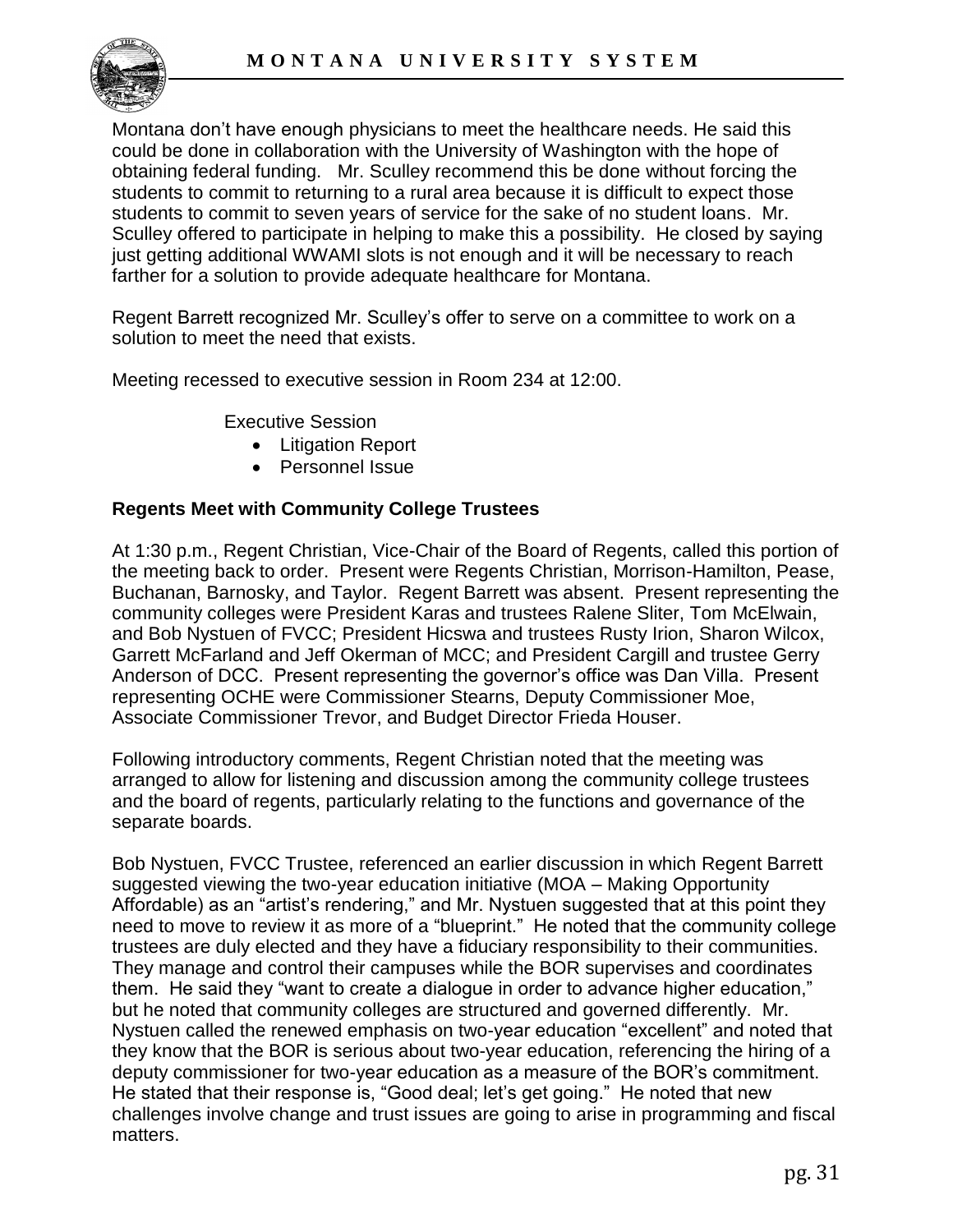Montana don't have enough physicians to meet the healthcare needs. He said this could be done in collaboration with the University of Washington with the hope of obtaining federal funding. Mr. Sculley recommend this be done without forcing the students to commit to returning to a rural area because it is difficult to expect those students to commit to seven years of service for the sake of no student loans. Mr. Sculley offered to participate in helping to make this a possibility. He closed by saying just getting additional WWAMI slots is not enough and it will be necessary to reach farther for a solution to provide adequate healthcare for Montana.

Regent Barrett recognized Mr. Sculley's offer to serve on a committee to work on a solution to meet the need that exists.

Meeting recessed to executive session in Room 234 at 12:00.

Executive Session

- Litigation Report
- Personnel Issue

**Regents Meet with Community College Trustees**

At 1:30 p.m., Regent Christian, Vice-Chair of the Board of Regents, called this portion of the meeting back to order. Present were Regents Christian, Morrison-Hamilton, Pease, Buchanan, Barnosky, and Taylor. Regent Barrett was absent. Present representing the community colleges were President Karas and trustees Ralene Sliter, Tom McElwain, and Bob Nystuen of FVCC; President Hicswa and trustees Rusty Irion, Sharon Wilcox, Garrett McFarland and Jeff Okerman of MCC; and President Cargill and trustee Gerry Anderson of DCC. Present representing the governor's office was Dan Villa. Present representing OCHE were Commissioner Stearns, Deputy Commissioner Moe, Associate Commissioner Trevor, and Budget Director Frieda Houser.

Following introductory comments, Regent Christian noted that the meeting was arranged to allow for listening and discussion among the community college trustees and the board of regents, particularly relating to the functions and governance of the separate boards.

Bob Nystuen, FVCC Trustee, referenced an earlier discussion in which Regent Barrett suggested viewing the two-year education initiative (MOA – Making Opportunity Affordable) as an "artist's rendering," and Mr. Nystuen suggested that at this point they need to move to review it as more of a "blueprint." He noted that the community college trustees are duly elected and they have a fiduciary responsibility to their communities. They manage and control their campuses while the BOR supervises and coordinates them. He said they "want to create a dialogue in order to advance higher education," but he noted that community colleges are structured and governed differently. Mr. Nystuen called the renewed emphasis on two-year education "excellent" and noted that they know that the BOR is serious about two-year education, referencing the hiring of a deputy commissioner for two-year education as a measure of the BOR's commitment. He stated that their response is, "Good deal; let's get going." He noted that new challenges involve change and trust issues are going to arise in programming and fiscal matters.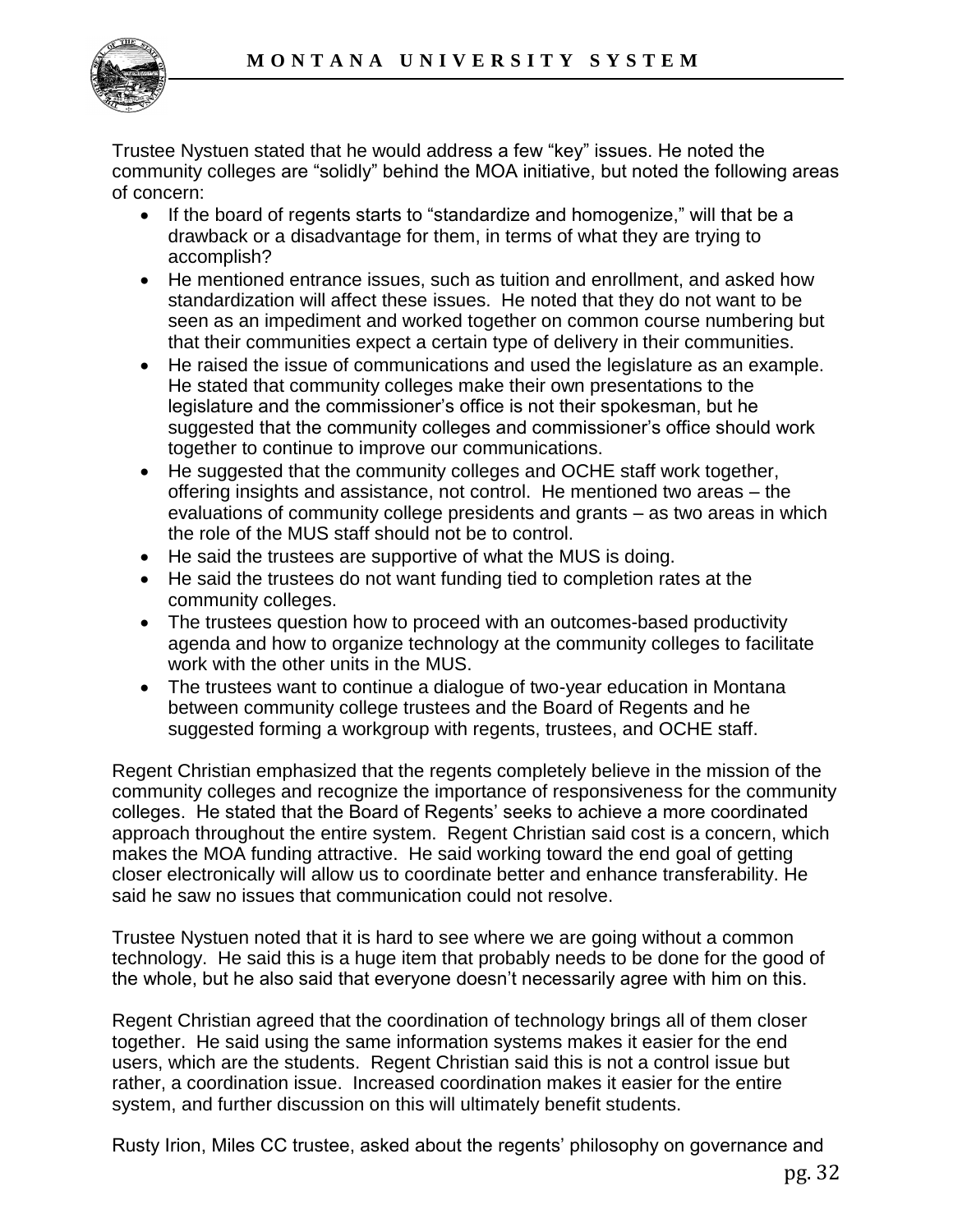Trustee Nystuen stated that he would address a few "key" issues. He noted the community colleges are "solidly" behind the MOA initiative, but noted the following areas of concern:

- If the board of regents starts to "standardize and homogenize," will that be a drawback or a disadvantage for them, in terms of what they are trying to accomplish?
- He mentioned entrance issues, such as tuition and enrollment, and asked how standardization will affect these issues. He noted that they do not want to be seen as an impediment and worked together on common course numbering but that their communities expect a certain type of delivery in their communities.
- He raised the issue of communications and used the legislature as an example. He stated that community colleges make their own presentations to the legislature and the commissioner's office is not their spokesman, but he suggested that the community colleges and commissioner's office should work together to continue to improve our communications.
- He suggested that the community colleges and OCHE staff work together, offering insights and assistance, not control. He mentioned two areas – the evaluations of community college presidents and grants – as two areas in which the role of the MUS staff should not be to control.
- He said the trustees are supportive of what the MUS is doing.
- He said the trustees do not want funding tied to completion rates at the community colleges.
- The trustees question how to proceed with an outcomes-based productivity agenda and how to organize technology at the community colleges to facilitate work with the other units in the MUS.
- The trustees want to continue a dialogue of two-year education in Montana between community college trustees and the Board of Regents and he suggested forming a workgroup with regents, trustees, and OCHE staff.

Regent Christian emphasized that the regents completely believe in the mission of the community colleges and recognize the importance of responsiveness for the community colleges. He stated that the Board of Regents' seeks to achieve a more coordinated approach throughout the entire system. Regent Christian said cost is a concern, which makes the MOA funding attractive. He said working toward the end goal of getting closer electronically will allow us to coordinate better and enhance transferability. He said he saw no issues that communication could not resolve.

Trustee Nystuen noted that it is hard to see where we are going without a common technology. He said this is a huge item that probably needs to be done for the good of the whole, but he also said that everyone doesn't necessarily agree with him on this.

Regent Christian agreed that the coordination of technology brings all of them closer together. He said using the same information systems makes it easier for the end users, which are the students. Regent Christian said this is not a control issue but rather, a coordination issue. Increased coordination makes it easier for the entire system, and further discussion on this will ultimately benefit students.

Rusty Irion, Miles CC trustee, asked about the regents' philosophy on governance and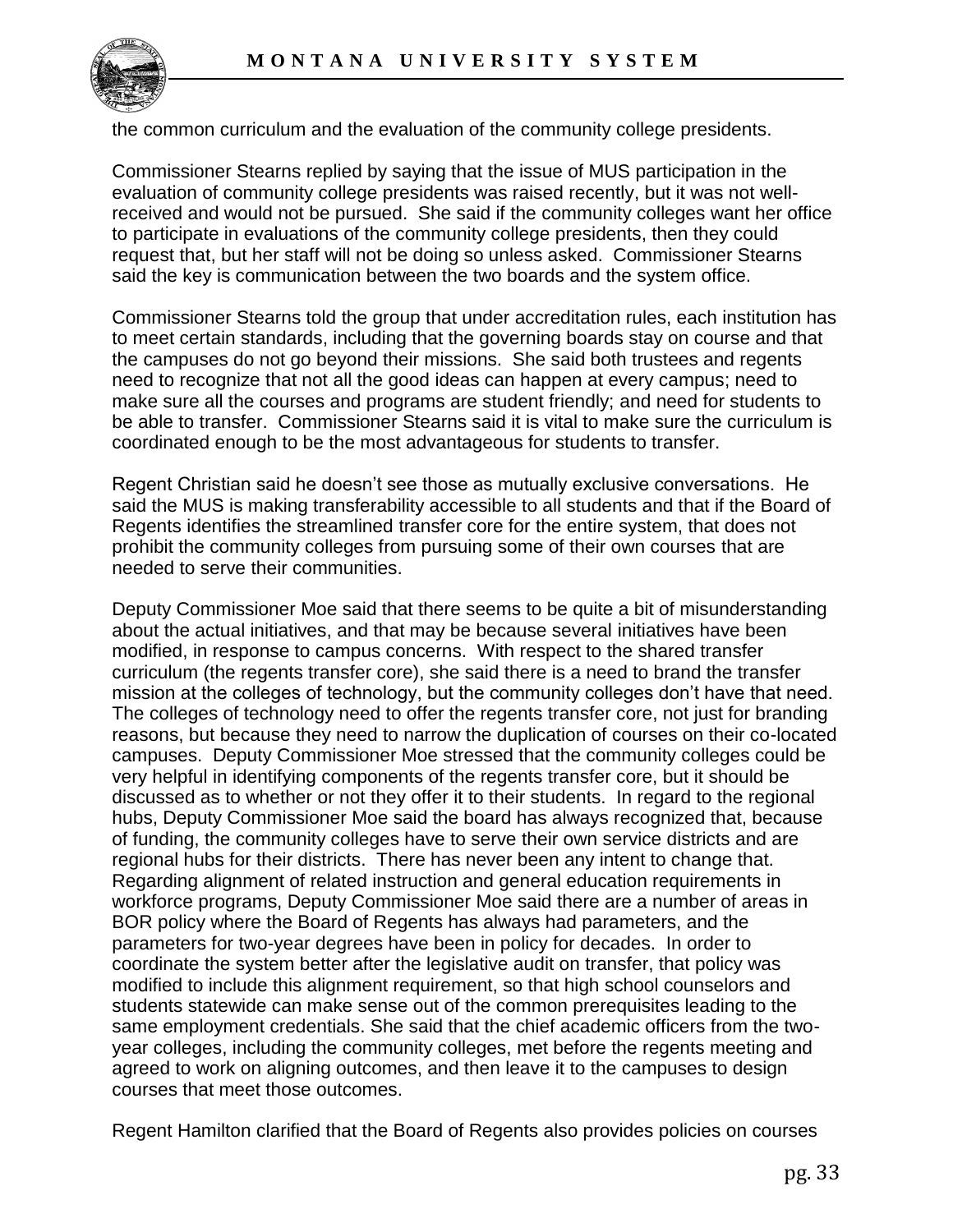the common curriculum and the evaluation of the community college presidents.

Commissioner Stearns replied by saying that the issue of MUS participation in the evaluation of community college presidents was raised recently, but it was not well-received and would not be pursued. She said if the community colleges want her office to participate in evaluations of the community college presidents, then they could request that, but her staff will not be doing so unless asked. Commissioner Stearns said the key is communication between the two boards and the system office.

Commissioner Stearns told the group that under accreditation rules, each institution has to meet certain standards, including that the governing boards stay on course and that the campuses do not go beyond their missions. She said both trustees and regents need to recognize that not all the good ideas can happen at every campus; need to make sure all the courses and programs are student friendly; and need for students to be able to transfer. Commissioner Stearns said it is vital to make sure the curriculum is coordinated enough to be the most advantageous for students to transfer.

Regent Christian said he doesn't see those as mutually exclusive conversations. He said the MUS is making transferability accessible to all students and that if the Board of Regents identifies the streamlined transfer core for the entire system, that does not prohibit the community colleges from pursuing some of their own courses that are needed to serve their communities.

Deputy Commissioner Moe said that there seems to be quite a bit of misunderstanding about the actual initiatives, and that may be because several initiatives have been modified, in response to campus concerns. With respect to the shared transfer curriculum (the regents transfer core), she said there is a need to brand the transfer mission at the colleges of technology, but the community colleges don't have that need. The colleges of technology need to offer the regents transfer core, not just for branding reasons, but because they need to narrow the duplication of courses on their co-located campuses. Deputy Commissioner Moe stressed that the community colleges could be very helpful in identifying components of the regents transfer core, but it should be discussed as to whether or not they offer it to their students. In regard to the regional hubs, Deputy Commissioner Moe said the board has always recognized that, because of funding, the community colleges have to serve their own service districts and are regional hubs for their districts. There has never been any intent to change that. Regarding alignment of related instruction and general education requirements in workforce programs, Deputy Commissioner Moe said there are a number of areas in BOR policy where the Board of Regents has always had parameters, and the parameters for two-year degrees have been in policy for decades. In order to coordinate the system better after the legislative audit on transfer, that policy was modified to include this alignment requirement, so that high school counselors and students statewide can make sense out of the common prerequisites leading to the same employment credentials. She said that the chief academic officers from the two-year colleges, including the community colleges, met before the regents meeting and agreed to work on aligning outcomes, and then leave it to the campuses to design courses that meet those outcomes.

Regent Hamilton clarified that the Board of Regents also provides policies on courses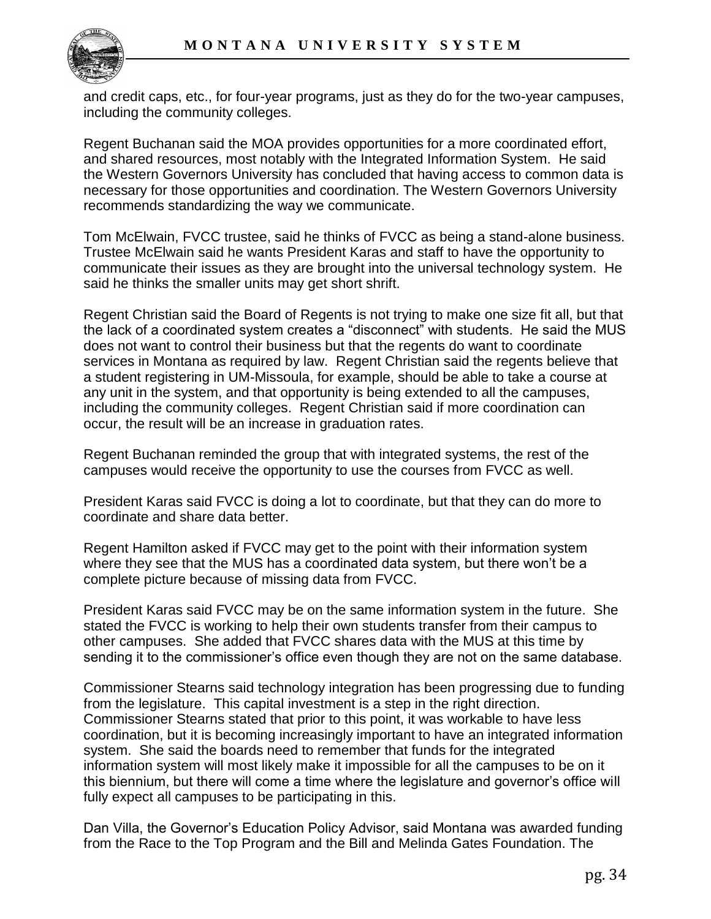and credit caps, etc., for four-year programs, just as they do for the two-year campuses, including the community colleges.

Regent Buchanan said the MOA provides opportunities for a more coordinated effort, and shared resources, most notably with the Integrated Information System. He said the Western Governors University has concluded that having access to common data is necessary for those opportunities and coordination. The Western Governors University recommends standardizing the way we communicate.

Tom McElwain, FVCC trustee, said he thinks of FVCC as being a stand-alone business. Trustee McElwain said he wants President Karas and staff to have the opportunity to communicate their issues as they are brought into the universal technology system. He said he thinks the smaller units may get short shrift.

Regent Christian said the Board of Regents is not trying to make one size fit all, but that the lack of a coordinated system creates a "disconnect" with students. He said the MUS does not want to control their business but that the regents do want to coordinate services in Montana as required by law. Regent Christian said the regents believe that a student registering in UM-Missoula, for example, should be able to take a course at any unit in the system, and that opportunity is being extended to all the campuses, including the community colleges. Regent Christian said if more coordination can occur, the result will be an increase in graduation rates.

Regent Buchanan reminded the group that with integrated systems, the rest of the campuses would receive the opportunity to use the courses from FVCC as well.

President Karas said FVCC is doing a lot to coordinate, but that they can do more to coordinate and share data better.

Regent Hamilton asked if FVCC may get to the point with their information system where they see that the MUS has a coordinated data system, but there won't be a complete picture because of missing data from FVCC.

President Karas said FVCC may be on the same information system in the future. She stated the FVCC is working to help their own students transfer from their campus to other campuses. She added that FVCC shares data with the MUS at this time by sending it to the commissioner's office even though they are not on the same database.

Commissioner Stearns said technology integration has been progressing due to funding from the legislature. This capital investment is a step in the right direction. Commissioner Stearns stated that prior to this point, it was workable to have less coordination, but it is becoming increasingly important to have an integrated information system. She said the boards need to remember that funds for the integrated information system will most likely make it impossible for all the campuses to be on it this biennium, but there will come a time where the legislature and governor's office will fully expect all campuses to be participating in this.

Dan Villa, the Governor's Education Policy Advisor, said Montana was awarded funding from the Race to the Top Program and the Bill and Melinda Gates Foundation. The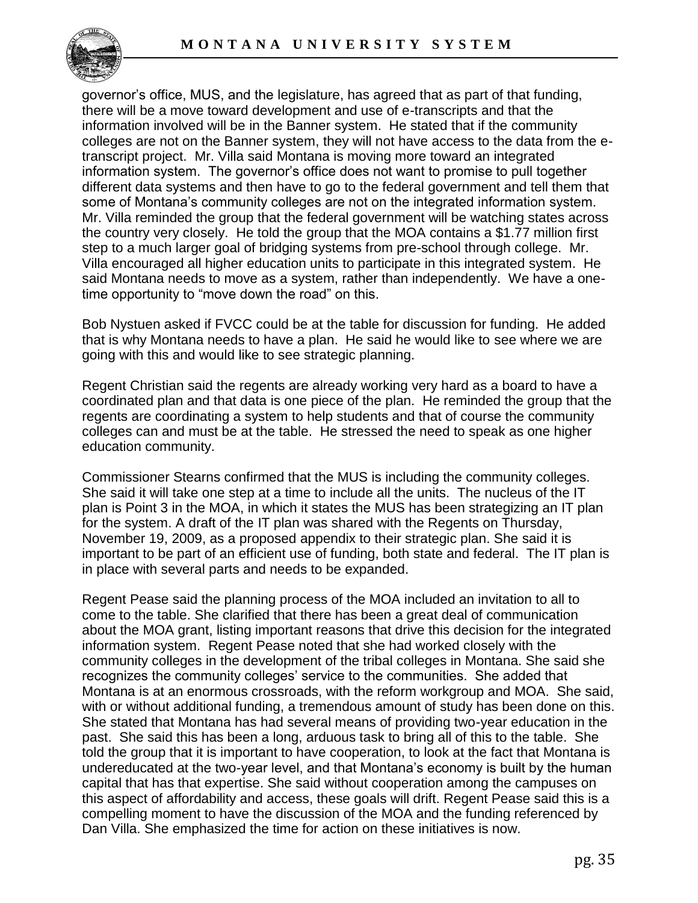governor's office, MUS, and the legislature, has agreed that as part of that funding, there will be a move toward development and use of e-transcripts and that the information involved will be in the Banner system. He stated that if the community colleges are not on the Banner system, they will not have access to the data from the e-transcript project. Mr. Villa said Montana is moving more toward an integrated information system. The governor's office does not want to promise to pull together different data systems and then have to go to the federal government and tell them that some of Montana's community colleges are not on the integrated information system. Mr. Villa reminded the group that the federal government will be watching states across the country very closely. He told the group that the MOA contains a $1.77 million first step to a much larger goal of bridging systems from pre-school through college. Mr. Villa encouraged all higher education units to participate in this integrated system. He said Montana needs to move as a system, rather than independently. We have a one-time opportunity to "move down the road" on this.

Bob Nystuen asked if FVCC could be at the table for discussion for funding. He added that is why Montana needs to have a plan. He said he would like to see where we are going with this and would like to see strategic planning.

Regent Christian said the regents are already working very hard as a board to have a coordinated plan and that data is one piece of the plan. He reminded the group that the regents are coordinating a system to help students and that of course the community colleges can and must be at the table. He stressed the need to speak as one higher education community.

Commissioner Stearns confirmed that the MUS is including the community colleges. She said it will take one step at a time to include all the units. The nucleus of the IT plan is Point 3 in the MOA, in which it states the MUS has been strategizing an IT plan for the system. A draft of the IT plan was shared with the Regents on Thursday, November 19, 2009, as a proposed appendix to their strategic plan. She said it is important to be part of an efficient use of funding, both state and federal. The IT plan is in place with several parts and needs to be expanded.

Regent Pease said the planning process of the MOA included an invitation to all to come to the table. She clarified that there has been a great deal of communication about the MOA grant, listing important reasons that drive this decision for the integrated information system. Regent Pease noted that she had worked closely with the community colleges in the development of the tribal colleges in Montana. She said she recognizes the community colleges' service to the communities. She added that Montana is at an enormous crossroads, with the reform workgroup and MOA. She said, with or without additional funding, a tremendous amount of study has been done on this. She stated that Montana has had several means of providing two-year education in the past. She said this has been a long, arduous task to bring all of this to the table. She told the group that it is important to have cooperation, to look at the fact that Montana is undereducated at the two-year level, and that Montana's economy is built by the human capital that has that expertise. She said without cooperation among the campuses on this aspect of affordability and access, these goals will drift. Regent Pease said this is a compelling moment to have the discussion of the MOA and the funding referenced by Dan Villa. She emphasized the time for action on these initiatives is now.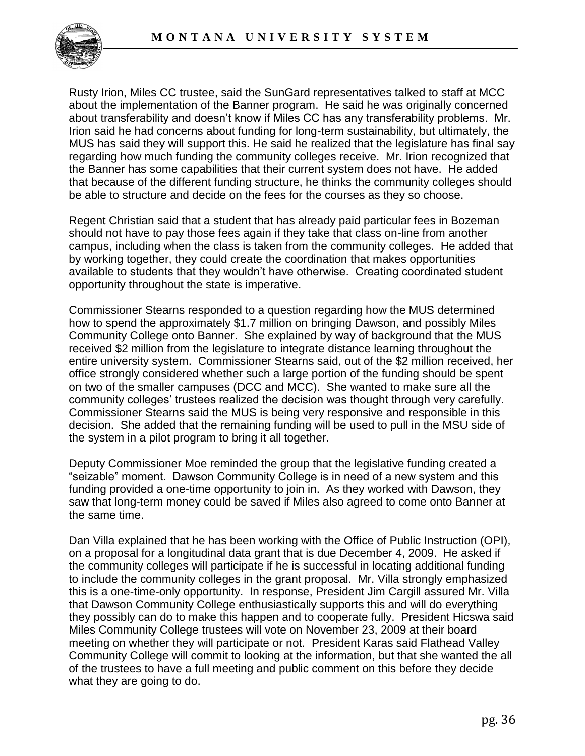Rusty Irion, Miles CC trustee, said the SunGard representatives talked to staff at MCC about the implementation of the Banner program. He said he was originally concerned about transferability and doesn't know if Miles CC has any transferability problems. Mr. Irion said he had concerns about funding for long-term sustainability, but ultimately, the MUS has said they will support this. He said he realized that the legislature has final say regarding how much funding the community colleges receive. Mr. Irion recognized that the Banner has some capabilities that their current system does not have. He added that because of the different funding structure, he thinks the community colleges should be able to structure and decide on the fees for the courses as they so choose.

Regent Christian said that a student that has already paid particular fees in Bozeman should not have to pay those fees again if they take that class on-line from another campus, including when the class is taken from the community colleges. He added that by working together, they could create the coordination that makes opportunities available to students that they wouldn't have otherwise. Creating coordinated student opportunity throughout the state is imperative.

Commissioner Stearns responded to a question regarding how the MUS determined how to spend the approximately \$1.7 million on bringing Dawson, and possibly Miles Community College onto Banner. She explained by way of background that the MUS received \$2 million from the legislature to integrate distance learning throughout the entire university system. Commissioner Stearns said, out of the \$2 million received, her office strongly considered whether such a large portion of the funding should be spent on two of the smaller campuses (DCC and MCC). She wanted to make sure all the community colleges' trustees realized the decision was thought through very carefully. Commissioner Stearns said the MUS is being very responsive and responsible in this decision. She added that the remaining funding will be used to pull in the MSU side of the system in a pilot program to bring it all together.

Deputy Commissioner Moe reminded the group that the legislative funding created a "seizable" moment. Dawson Community College is in need of a new system and this funding provided a one-time opportunity to join in. As they worked with Dawson, they saw that long-term money could be saved if Miles also agreed to come onto Banner at the same time.

Dan Villa explained that he has been working with the Office of Public Instruction (OPI), on a proposal for a longitudinal data grant that is due December 4, 2009. He asked if the community colleges will participate if he is successful in locating additional funding to include the community colleges in the grant proposal. Mr. Villa strongly emphasized this is a one-time-only opportunity. In response, President Jim Cargill assured Mr. Villa that Dawson Community College enthusiastically supports this and will do everything they possibly can do to make this happen and to cooperate fully. President Hicswa said Miles Community College trustees will vote on November 23, 2009 at their board meeting on whether they will participate or not. President Karas said Flathead Valley Community College will commit to looking at the information, but that she wanted the all of the trustees to have a full meeting and public comment on this before they decide what they are going to do.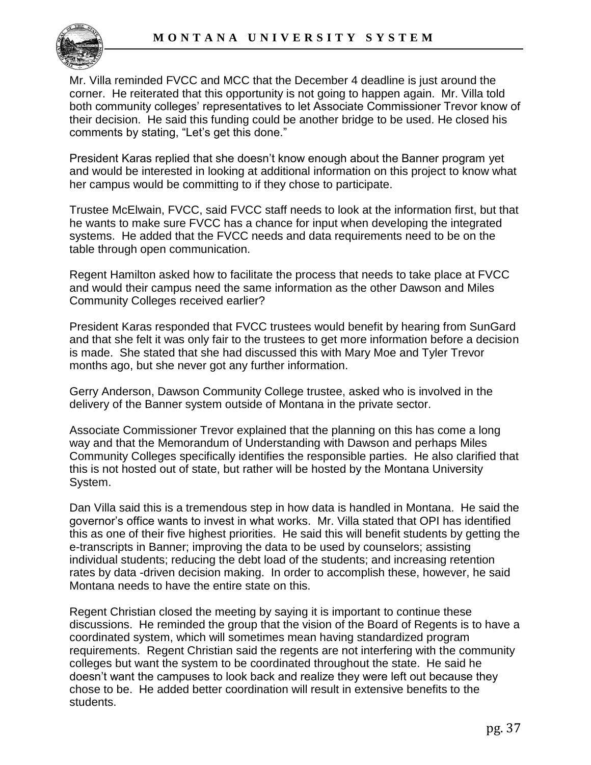Mr. Villa reminded FVCC and MCC that the December 4 deadline is just around the corner. He reiterated that this opportunity is not going to happen again. Mr. Villa told both community colleges' representatives to let Associate Commissioner Trevor know of their decision. He said this funding could be another bridge to be used. He closed his comments by stating, "Let's get this done."

President Karas replied that she doesn't know enough about the Banner program yet and would be interested in looking at additional information on this project to know what her campus would be committing to if they chose to participate.

Trustee McElwain, FVCC, said FVCC staff needs to look at the information first, but that he wants to make sure FVCC has a chance for input when developing the integrated systems. He added that the FVCC needs and data requirements need to be on the table through open communication.

Regent Hamilton asked how to facilitate the process that needs to take place at FVCC and would their campus need the same information as the other Dawson and Miles Community Colleges received earlier?

President Karas responded that FVCC trustees would benefit by hearing from SunGard and that she felt it was only fair to the trustees to get more information before a decision is made. She stated that she had discussed this with Mary Moe and Tyler Trevor months ago, but she never got any further information.

Gerry Anderson, Dawson Community College trustee, asked who is involved in the delivery of the Banner system outside of Montana in the private sector.

Associate Commissioner Trevor explained that the planning on this has come a long way and that the Memorandum of Understanding with Dawson and perhaps Miles Community Colleges specifically identifies the responsible parties. He also clarified that this is not hosted out of state, but rather will be hosted by the Montana University System.

Dan Villa said this is a tremendous step in how data is handled in Montana. He said the governor's office wants to invest in what works. Mr. Villa stated that OPI has identified this as one of their five highest priorities. He said this will benefit students by getting the e-transcripts in Banner; improving the data to be used by counselors; assisting individual students; reducing the debt load of the students; and increasing retention rates by data -driven decision making. In order to accomplish these, however, he said Montana needs to have the entire state on this.

Regent Christian closed the meeting by saying it is important to continue these discussions. He reminded the group that the vision of the Board of Regents is to have a coordinated system, which will sometimes mean having standardized program requirements. Regent Christian said the regents are not interfering with the community colleges but want the system to be coordinated throughout the state. He said he doesn't want the campuses to look back and realize they were left out because they chose to be. He added better coordination will result in extensive benefits to the students.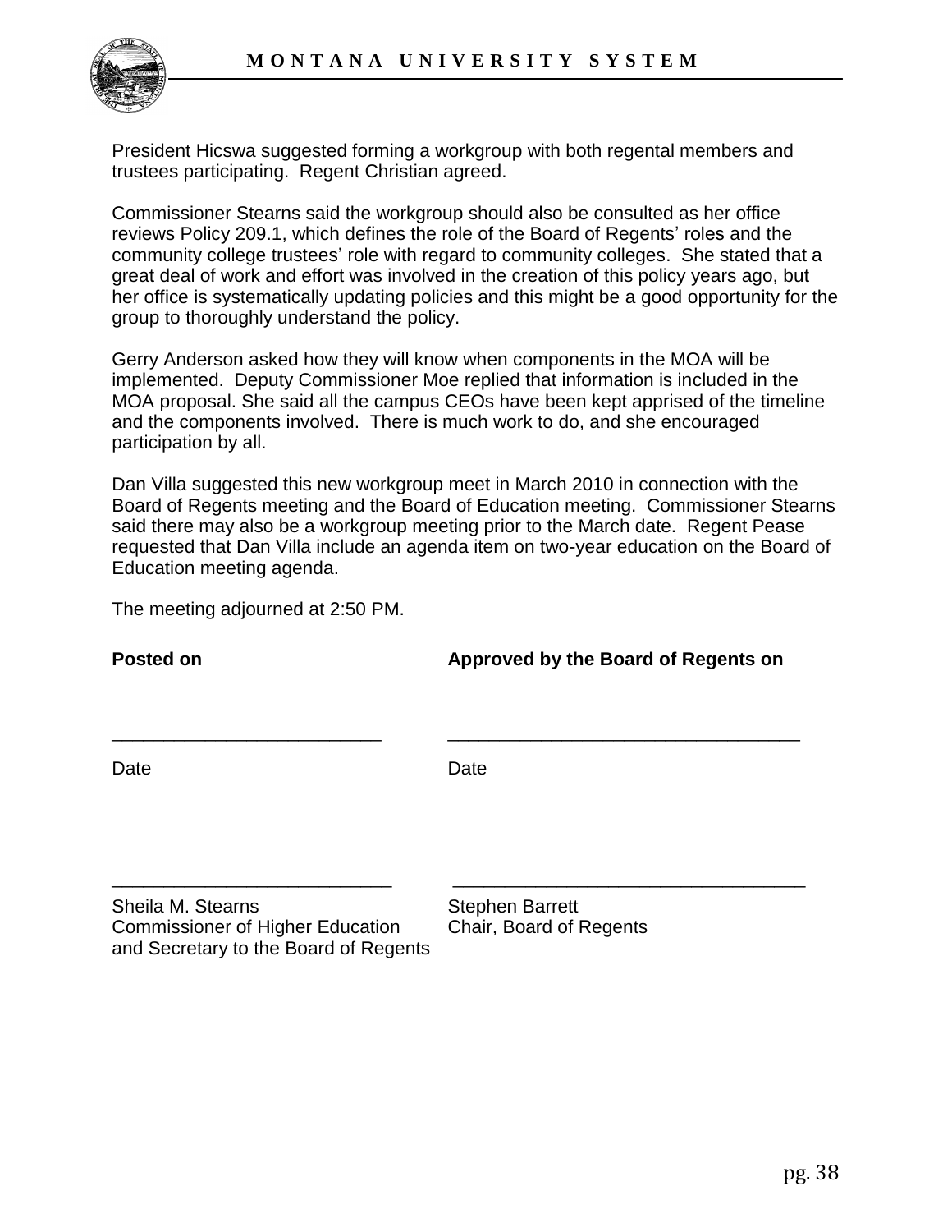President Hicswa suggested forming a workgroup with both regental members and trustees participating. Regent Christian agreed.

Commissioner Stearns said the workgroup should also be consulted as her office reviews Policy 209.1, which defines the role of the Board of Regents' roles and the community college trustees' role with regard to community colleges. She stated that a great deal of work and effort was involved in the creation of this policy years ago, but her office is systematically updating policies and this might be a good opportunity for the group to thoroughly understand the policy.

Gerry Anderson asked how they will know when components in the MOA will be implemented. Deputy Commissioner Moe replied that information is included in the MOA proposal. She said all the campus CEOs have been kept apprised of the timeline and the components involved. There is much work to do, and she encouraged participation by all.

Dan Villa suggested this new workgroup meet in March 2010 in connection with the Board of Regents meeting and the Board of Education meeting. Commissioner Stearns said there may also be a workgroup meeting prior to the March date. Regent Pease requested that Dan Villa include an agenda item on two-year education on the Board of Education meeting agenda.

The meeting adjourned at 2:50 PM.

**Posted on** **Approved by the Board of Regents on**

\_\_\_\_\_\_\_\_\_\_\_\_\_\_\_\_\_\_\_\_\_\_\_\_\_\_ \_\_\_\_\_\_\_\_\_\_\_\_\_\_\_\_\_\_\_\_\_\_\_\_\_\_\_\_\_\_\_\_\_\_\_

Date Date

\_\_\_\_\_\_\_\_\_\_\_\_\_\_\_\_\_\_\_\_\_\_\_\_\_\_ \_\_\_\_\_\_\_\_\_\_\_\_\_\_\_\_\_\_\_\_\_\_\_\_\_\_\_\_\_\_\_\_\_\_\_

Sheila M. Stearns
Commissioner of Higher Education
and Secretary to the Board of Regents

Stephen Barrett
Chair, Board of Regents